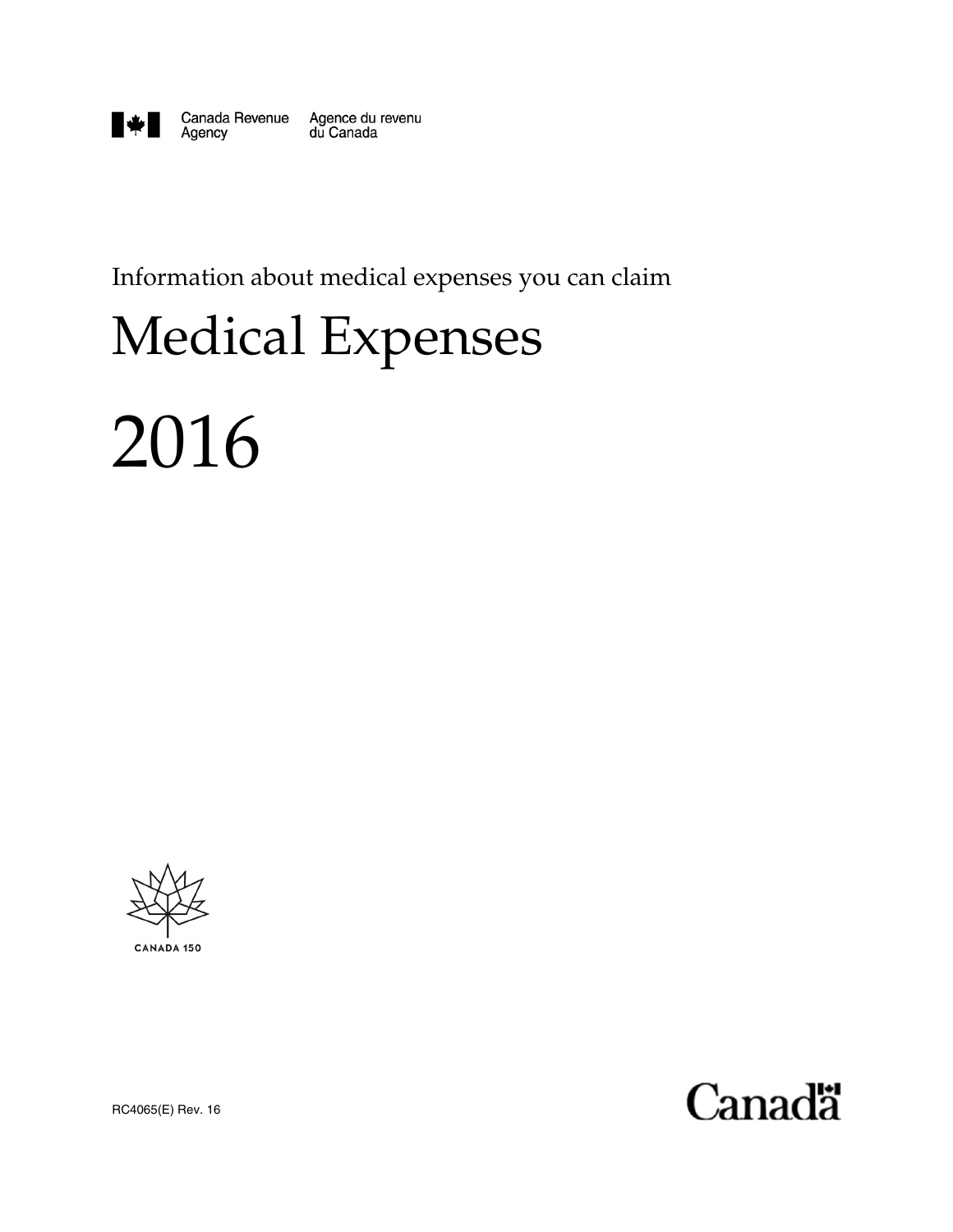Canada Revenue Agency / Agence du revenu du Canada

Information about medical expenses you can claim

# Medical Expenses

# 2016

CANADA 150

RC4065(E) Rev. 16

Canada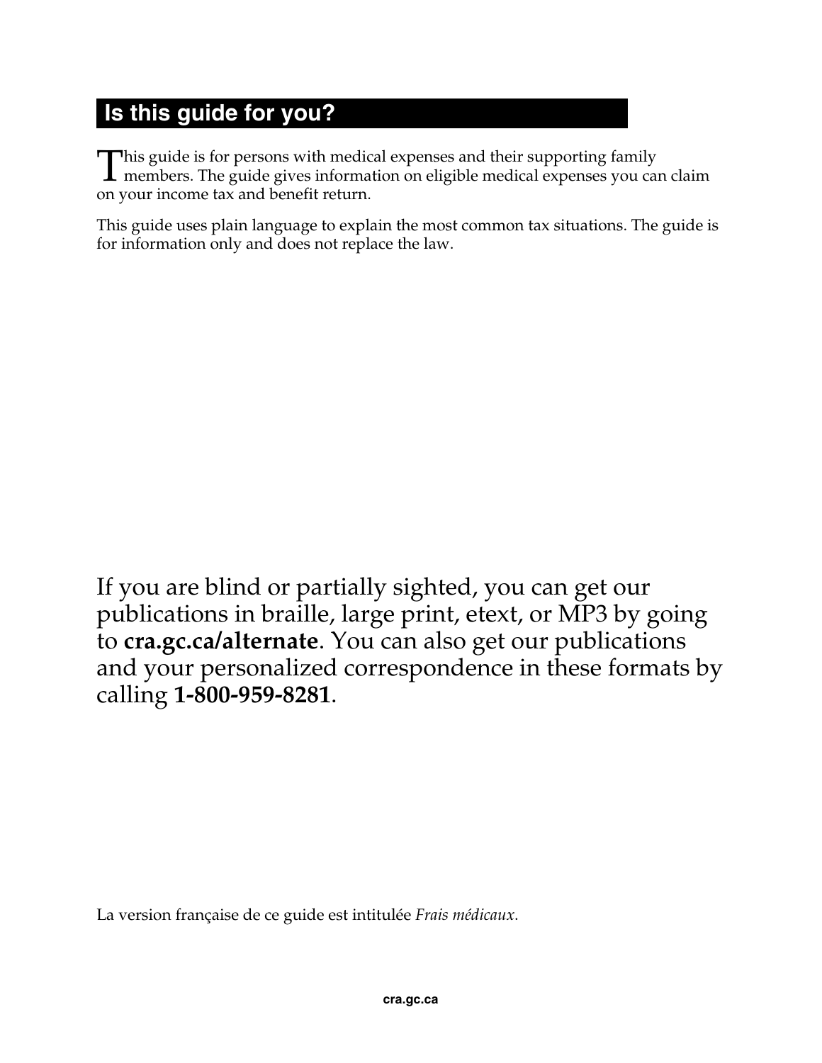## Is this guide for you?

This guide is for persons with medical expenses and their supporting family members. The guide gives information on eligible medical expenses you can claim on your income tax and benefit return.

This guide uses plain language to explain the most common tax situations. The guide is for information only and does not replace the law.

If you are blind or partially sighted, you can get our publications in braille, large print, etext, or MP3 by going to **cra.gc.ca/alternate**. You can also get our publications and your personalized correspondence in these formats by calling **1-800-959-8281**.

La version française de ce guide est intitulée *Frais médicaux*.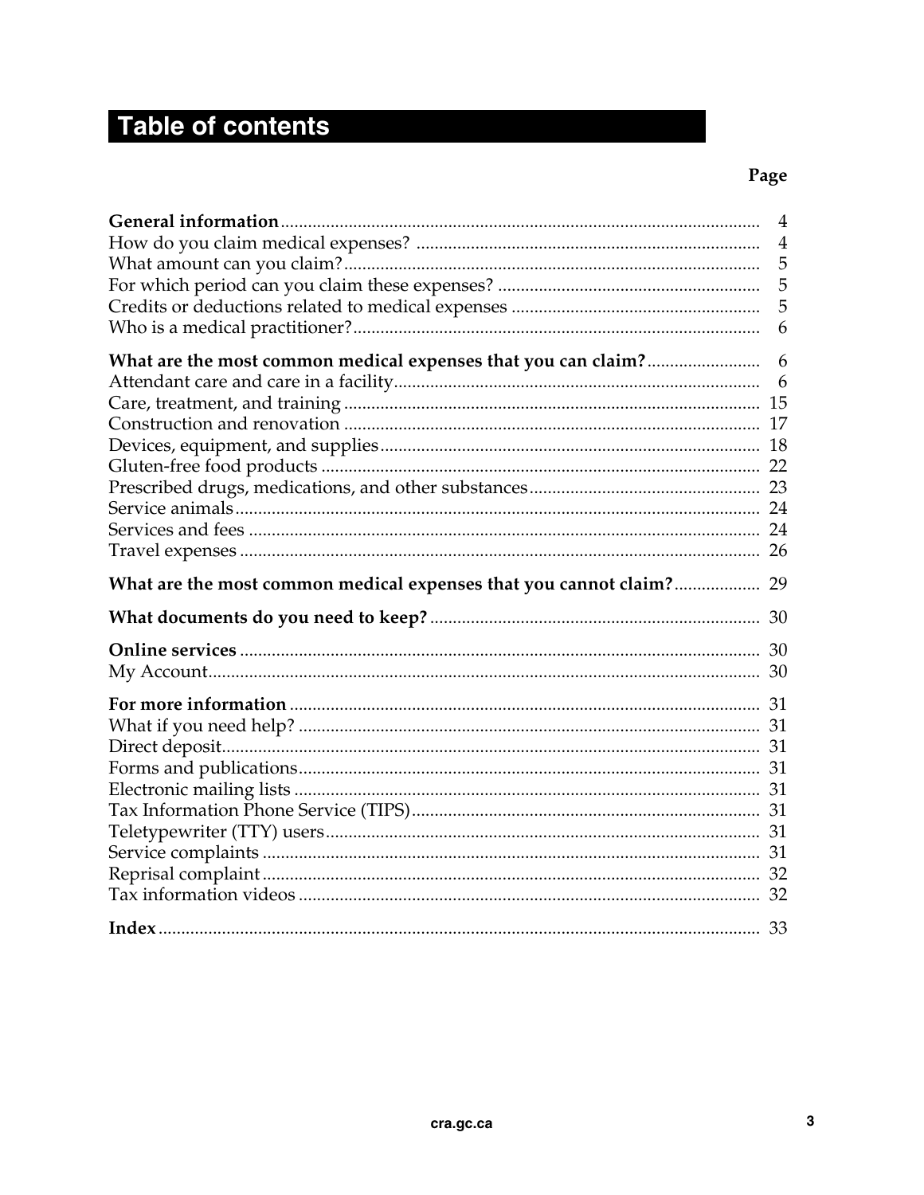# Table of contents

| | Page |
|---|---|
| **General information** | 4 |
| How do you claim medical expenses? | 4 |
| What amount can you claim? | 5 |
| For which period can you claim these expenses? | 5 |
| Credits or deductions related to medical expenses | 5 |
| Who is a medical practitioner? | 6 |
| **What are the most common medical expenses that you can claim?** | 6 |
| Attendant care and care in a facility | 6 |
| Care, treatment, and training | 15 |
| Construction and renovation | 17 |
| Devices, equipment, and supplies | 18 |
| Gluten-free food products | 22 |
| Prescribed drugs, medications, and other substances | 23 |
| Service animals | 24 |
| Services and fees | 24 |
| Travel expenses | 26 |
| **What are the most common medical expenses that you cannot claim?** | 29 |
| **What documents do you need to keep?** | 30 |
| **Online services** | 30 |
| My Account | 30 |
| **For more information** | 31 |
| What if you need help? | 31 |
| Direct deposit | 31 |
| Forms and publications | 31 |
| Electronic mailing lists | 31 |
| Tax Information Phone Service (TIPS) | 31 |
| Teletypewriter (TTY) users | 31 |
| Service complaints | 31 |
| Reprisal complaint | 32 |
| Tax information videos | 32 |
| **Index** | 33 |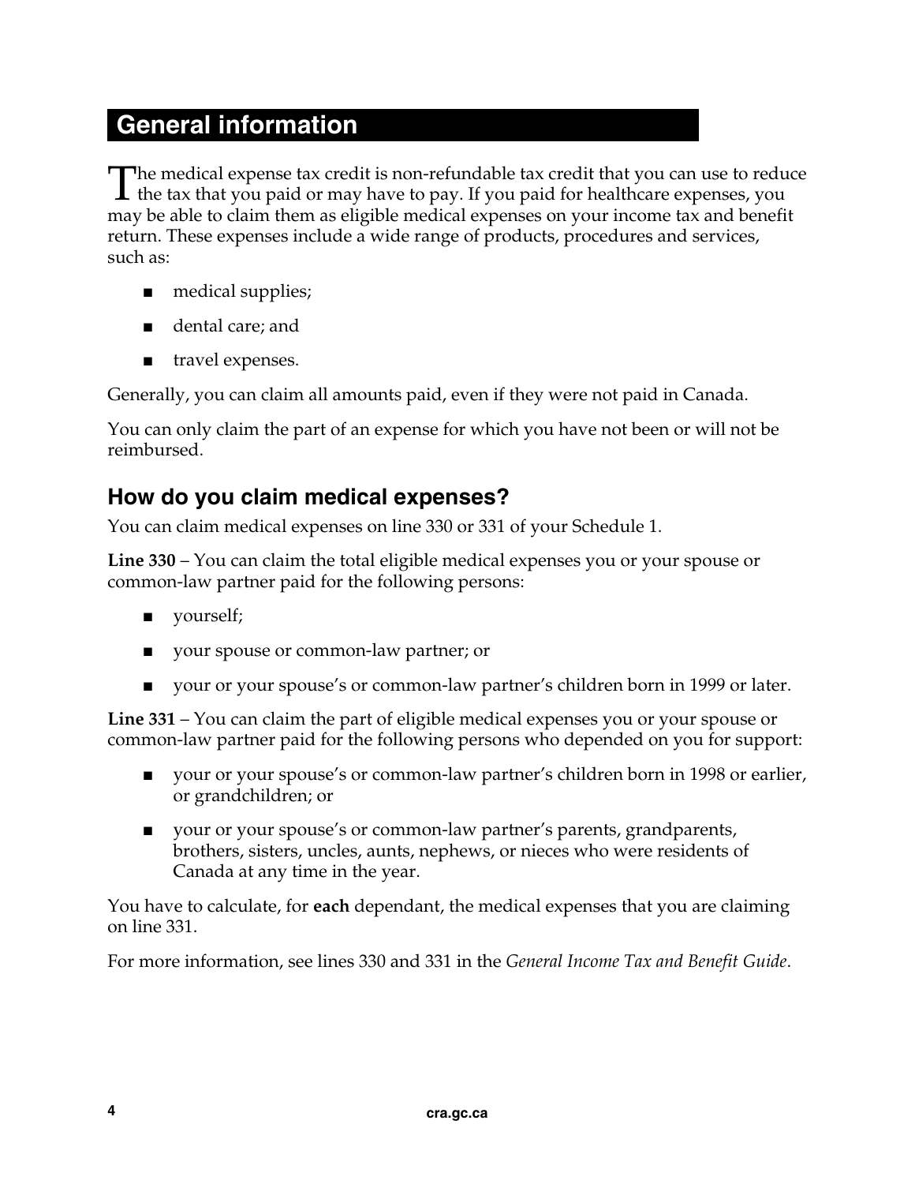# General information

The medical expense tax credit is non-refundable tax credit that you can use to reduce the tax that you paid or may have to pay. If you paid for healthcare expenses, you may be able to claim them as eligible medical expenses on your income tax and benefit return. These expenses include a wide range of products, procedures and services, such as:

- medical supplies;
- dental care; and
- travel expenses.

Generally, you can claim all amounts paid, even if they were not paid in Canada.

You can only claim the part of an expense for which you have not been or will not be reimbursed.

## How do you claim medical expenses?

You can claim medical expenses on line 330 or 331 of your Schedule 1.

**Line 330** – You can claim the total eligible medical expenses you or your spouse or common-law partner paid for the following persons:

- yourself;
- your spouse or common-law partner; or
- your or your spouse's or common-law partner's children born in 1999 or later.

**Line 331** – You can claim the part of eligible medical expenses you or your spouse or common-law partner paid for the following persons who depended on you for support:

- your or your spouse's or common-law partner's children born in 1998 or earlier, or grandchildren; or
- your or your spouse's or common-law partner's parents, grandparents, brothers, sisters, uncles, aunts, nephews, or nieces who were residents of Canada at any time in the year.

You have to calculate, for **each** dependant, the medical expenses that you are claiming on line 331.

For more information, see lines 330 and 331 in the *General Income Tax and Benefit Guide*.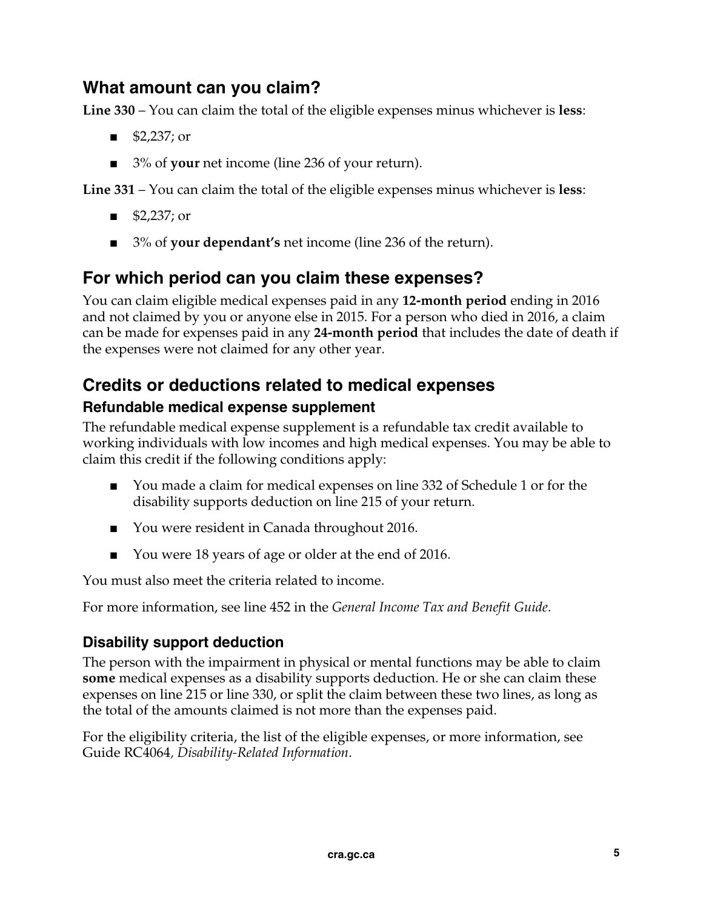## What amount can you claim?

**Line 330** – You can claim the total of the eligible expenses minus whichever is **less**:

- $2,237; or
- 3% of **your** net income (line 236 of your return).

**Line 331** – You can claim the total of the eligible expenses minus whichever is **less**:

- $2,237; or
- 3% of **your dependant's** net income (line 236 of the return).

## For which period can you claim these expenses?

You can claim eligible medical expenses paid in any **12-month period** ending in 2016 and not claimed by you or anyone else in 2015. For a person who died in 2016, a claim can be made for expenses paid in any **24-month period** that includes the date of death if the expenses were not claimed for any other year.

## Credits or deductions related to medical expenses

### Refundable medical expense supplement

The refundable medical expense supplement is a refundable tax credit available to working individuals with low incomes and high medical expenses. You may be able to claim this credit if the following conditions apply:

- You made a claim for medical expenses on line 332 of Schedule 1 or for the disability supports deduction on line 215 of your return.
- You were resident in Canada throughout 2016.
- You were 18 years of age or older at the end of 2016.

You must also meet the criteria related to income.

For more information, see line 452 in the *General Income Tax and Benefit Guide*.

### Disability support deduction

The person with the impairment in physical or mental functions may be able to claim **some** medical expenses as a disability supports deduction. He or she can claim these expenses on line 215 or line 330, or split the claim between these two lines, as long as the total of the amounts claimed is not more than the expenses paid.

For the eligibility criteria, the list of the eligible expenses, or more information, see Guide RC4064, *Disability-Related Information*.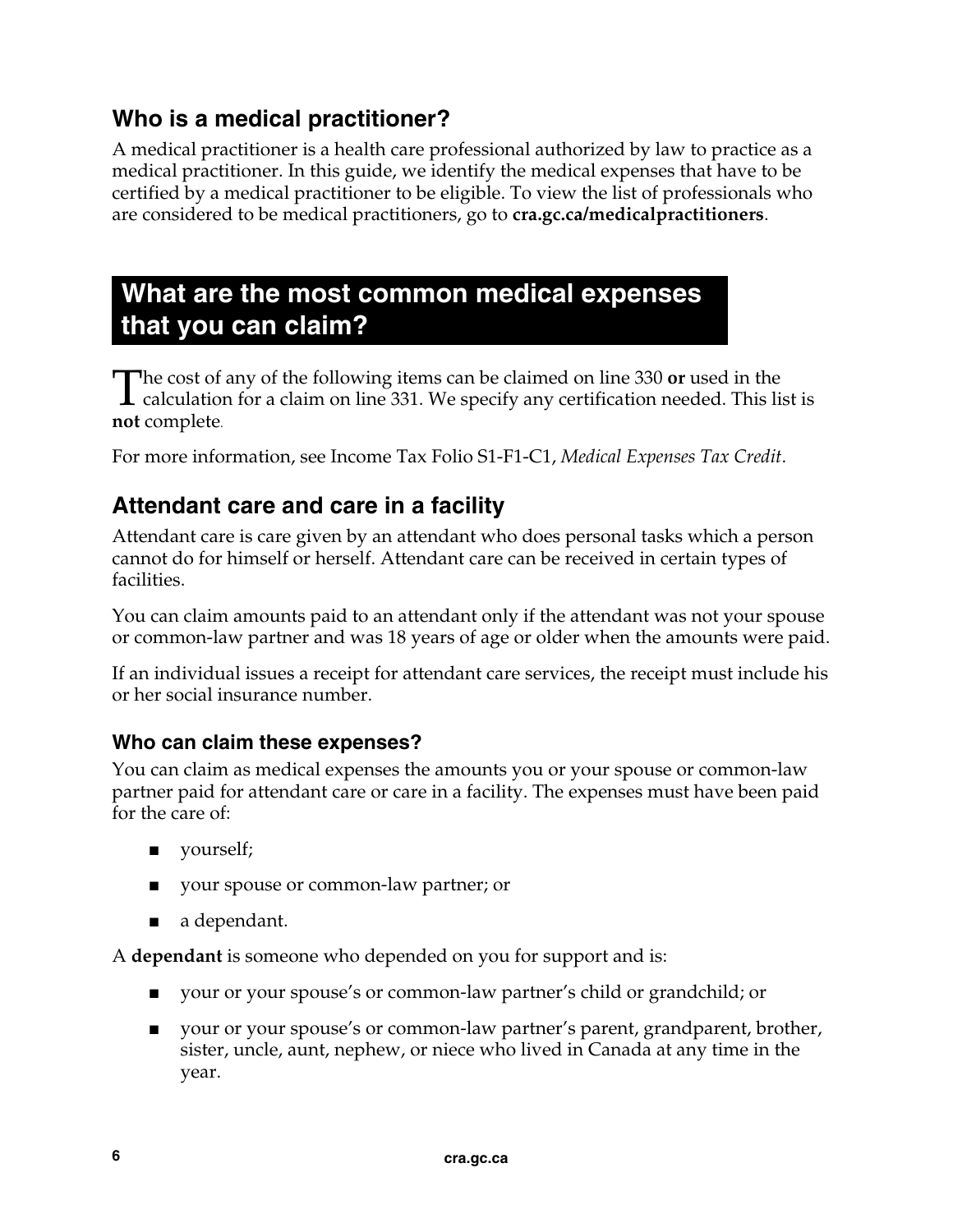## Who is a medical practitioner?

A medical practitioner is a health care professional authorized by law to practice as a medical practitioner. In this guide, we identify the medical expenses that have to be certified by a medical practitioner to be eligible. To view the list of professionals who are considered to be medical practitioners, go to **cra.gc.ca/medicalpractitioners**.

# What are the most common medical expenses that you can claim?

The cost of any of the following items can be claimed on line 330 **or** used in the calculation for a claim on line 331. We specify any certification needed. This list is **not** complete.

For more information, see Income Tax Folio S1-F1-C1, *Medical Expenses Tax Credit*.

## Attendant care and care in a facility

Attendant care is care given by an attendant who does personal tasks which a person cannot do for himself or herself. Attendant care can be received in certain types of facilities.

You can claim amounts paid to an attendant only if the attendant was not your spouse or common-law partner and was 18 years of age or older when the amounts were paid.

If an individual issues a receipt for attendant care services, the receipt must include his or her social insurance number.

### Who can claim these expenses?

You can claim as medical expenses the amounts you or your spouse or common-law partner paid for attendant care or care in a facility. The expenses must have been paid for the care of:

- yourself;
- your spouse or common-law partner; or
- a dependant.

A **dependant** is someone who depended on you for support and is:

- your or your spouse's or common-law partner's child or grandchild; or
- your or your spouse's or common-law partner's parent, grandparent, brother, sister, uncle, aunt, nephew, or niece who lived in Canada at any time in the year.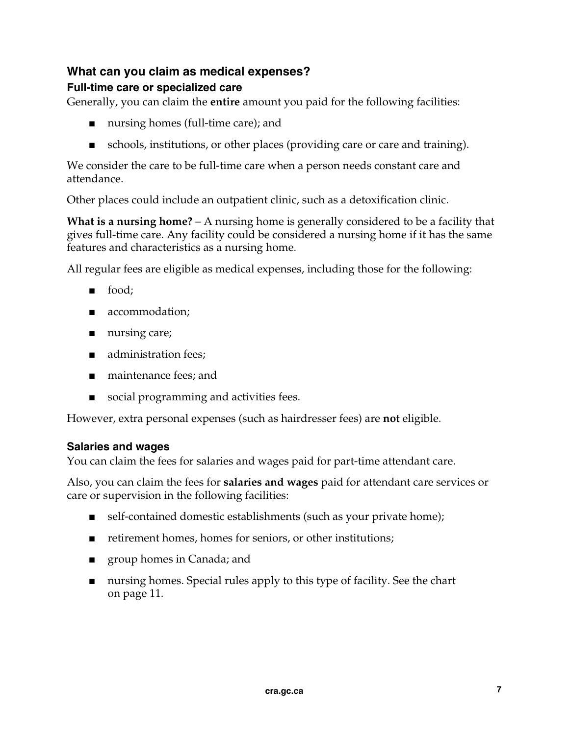## What can you claim as medical expenses?

### Full-time care or specialized care

Generally, you can claim the **entire** amount you paid for the following facilities:

- nursing homes (full-time care); and
- schools, institutions, or other places (providing care or care and training).

We consider the care to be full-time care when a person needs constant care and attendance.

Other places could include an outpatient clinic, such as a detoxification clinic.

**What is a nursing home?** – A nursing home is generally considered to be a facility that gives full-time care. Any facility could be considered a nursing home if it has the same features and characteristics as a nursing home.

All regular fees are eligible as medical expenses, including those for the following:

- food;
- accommodation;
- nursing care;
- administration fees;
- maintenance fees; and
- social programming and activities fees.

However, extra personal expenses (such as hairdresser fees) are **not** eligible.

### Salaries and wages

You can claim the fees for salaries and wages paid for part-time attendant care.

Also, you can claim the fees for **salaries and wages** paid for attendant care services or care or supervision in the following facilities:

- self-contained domestic establishments (such as your private home);
- retirement homes, homes for seniors, or other institutions;
- group homes in Canada; and
- nursing homes. Special rules apply to this type of facility. See the chart on page 11.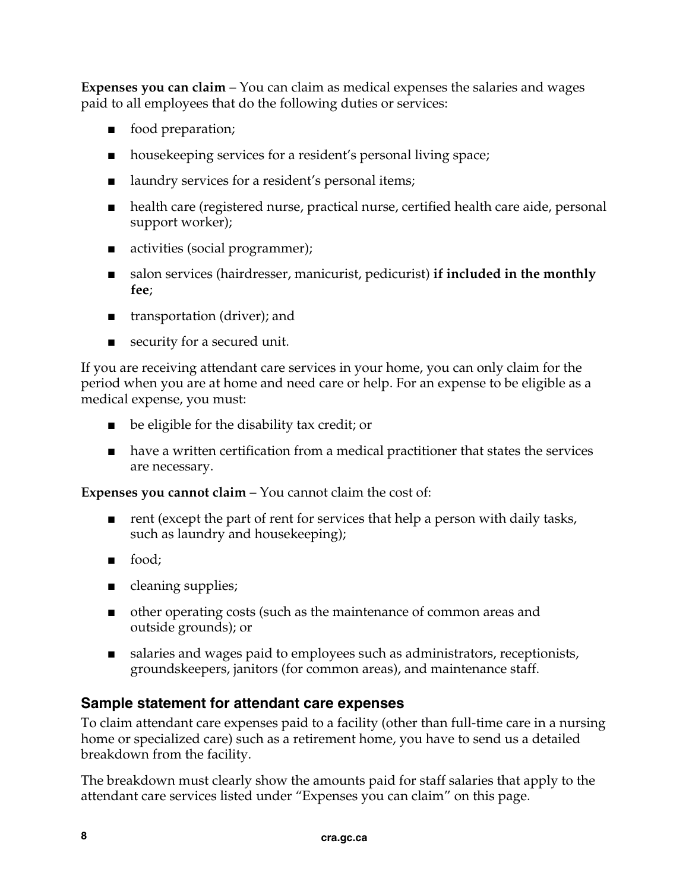**Expenses you can claim** – You can claim as medical expenses the salaries and wages paid to all employees that do the following duties or services:

- food preparation;
- housekeeping services for a resident's personal living space;
- laundry services for a resident's personal items;
- health care (registered nurse, practical nurse, certified health care aide, personal support worker);
- activities (social programmer);
- salon services (hairdresser, manicurist, pedicurist) **if included in the monthly fee**;
- transportation (driver); and
- security for a secured unit.

If you are receiving attendant care services in your home, you can only claim for the period when you are at home and need care or help. For an expense to be eligible as a medical expense, you must:

- be eligible for the disability tax credit; or
- have a written certification from a medical practitioner that states the services are necessary.

**Expenses you cannot claim** – You cannot claim the cost of:

- rent (except the part of rent for services that help a person with daily tasks, such as laundry and housekeeping);
- food;
- cleaning supplies;
- other operating costs (such as the maintenance of common areas and outside grounds); or
- salaries and wages paid to employees such as administrators, receptionists, groundskeepers, janitors (for common areas), and maintenance staff.

### Sample statement for attendant care expenses

To claim attendant care expenses paid to a facility (other than full-time care in a nursing home or specialized care) such as a retirement home, you have to send us a detailed breakdown from the facility.

The breakdown must clearly show the amounts paid for staff salaries that apply to the attendant care services listed under "Expenses you can claim" on this page.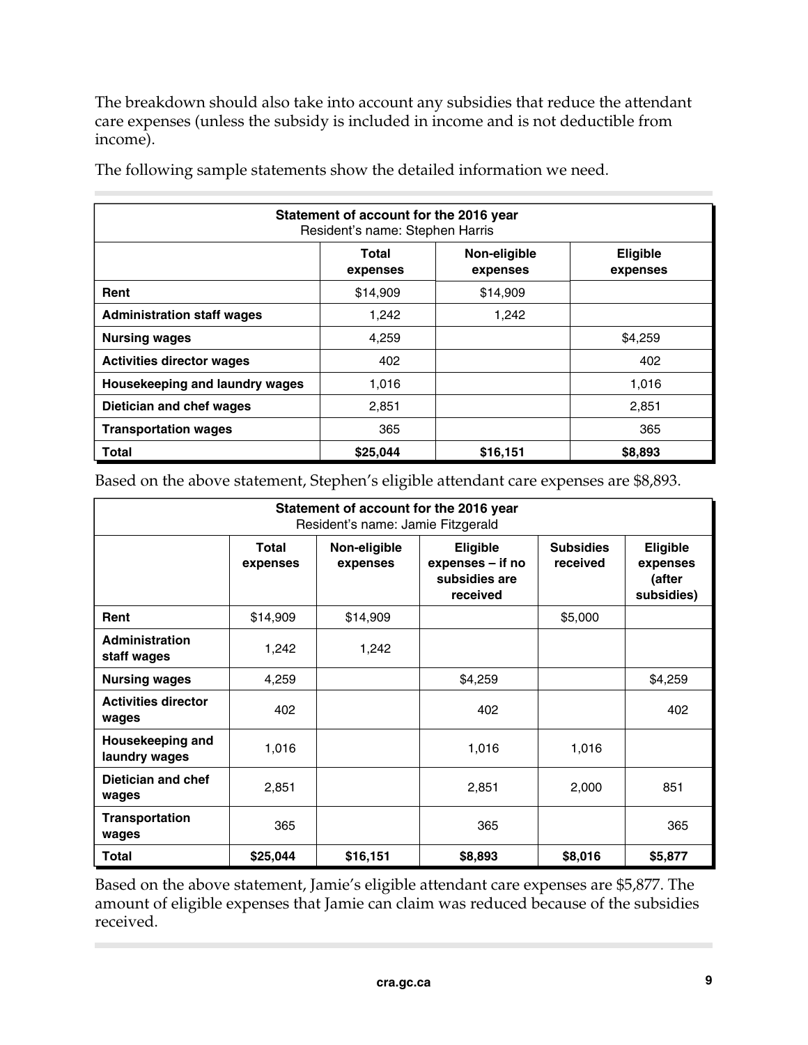The breakdown should also take into account any subsidies that reduce the attendant care expenses (unless the subsidy is included in income and is not deductible from income).

The following sample statements show the detailed information we need.

| **Statement of account for the 2016 year**<br>Resident's name: Stephen Harris | | | |
|---|---|---|---|
| | **Total expenses** | **Non-eligible expenses** | **Eligible expenses** |
| **Rent** | $14,909 | $14,909 | |
| **Administration staff wages** | 1,242 | 1,242 | |
| **Nursing wages** | 4,259 | | $4,259 |
| **Activities director wages** | 402 | | 402 |
| **Housekeeping and laundry wages** | 1,016 | | 1,016 |
| **Dietician and chef wages** | 2,851 | | 2,851 |
| **Transportation wages** | 365 | | 365 |
| **Total** | **$25,044** | **$16,151** | **$8,893** |

Based on the above statement, Stephen's eligible attendant care expenses are $8,893.

| **Statement of account for the 2016 year**<br>Resident's name: Jamie Fitzgerald | | | | | |
|---|---|---|---|---|---|
| | **Total expenses** | **Non-eligible expenses** | **Eligible expenses – if no subsidies are received** | **Subsidies received** | **Eligible expenses (after subsidies)** |
| **Rent** | $14,909 | $14,909 | | $5,000 | |
| **Administration staff wages** | 1,242 | 1,242 | | | |
| **Nursing wages** | 4,259 | | $4,259 | | $4,259 |
| **Activities director wages** | 402 | | 402 | | 402 |
| **Housekeeping and laundry wages** | 1,016 | | 1,016 | 1,016 | |
| **Dietician and chef wages** | 2,851 | | 2,851 | 2,000 | 851 |
| **Transportation wages** | 365 | | 365 | | 365 |
| **Total** | **$25,044** | **$16,151** | **$8,893** | **$8,016** | **$5,877** |

Based on the above statement, Jamie's eligible attendant care expenses are $5,877. The amount of eligible expenses that Jamie can claim was reduced because of the subsidies received.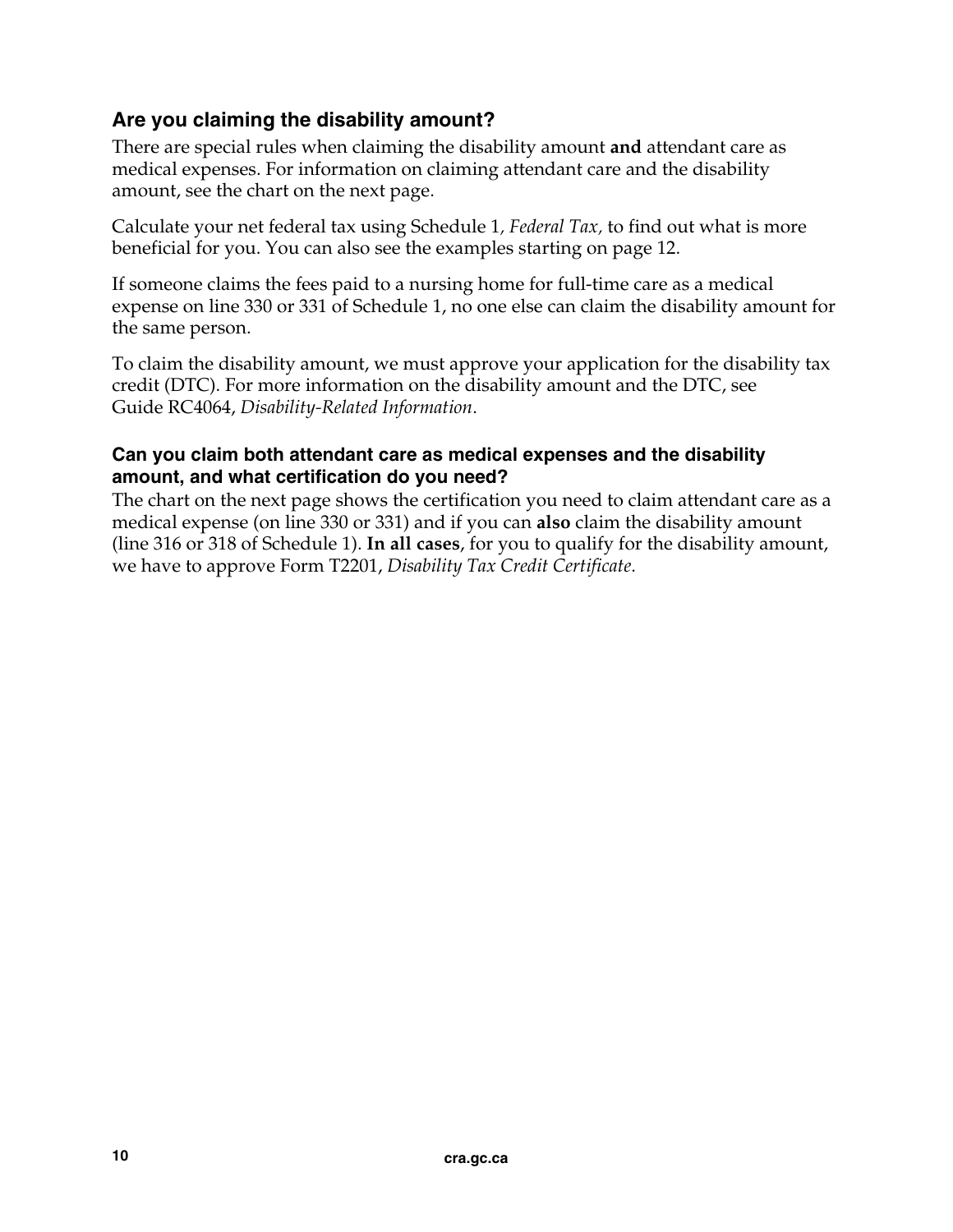## Are you claiming the disability amount?

There are special rules when claiming the disability amount **and** attendant care as medical expenses. For information on claiming attendant care and the disability amount, see the chart on the next page.

Calculate your net federal tax using Schedule 1, *Federal Tax*, to find out what is more beneficial for you. You can also see the examples starting on page 12.

If someone claims the fees paid to a nursing home for full-time care as a medical expense on line 330 or 331 of Schedule 1, no one else can claim the disability amount for the same person.

To claim the disability amount, we must approve your application for the disability tax credit (DTC). For more information on the disability amount and the DTC, see Guide RC4064, *Disability-Related Information*.

### Can you claim both attendant care as medical expenses and the disability amount, and what certification do you need?

The chart on the next page shows the certification you need to claim attendant care as a medical expense (on line 330 or 331) and if you can **also** claim the disability amount (line 316 or 318 of Schedule 1). **In all cases**, for you to qualify for the disability amount, we have to approve Form T2201, *Disability Tax Credit Certificate*.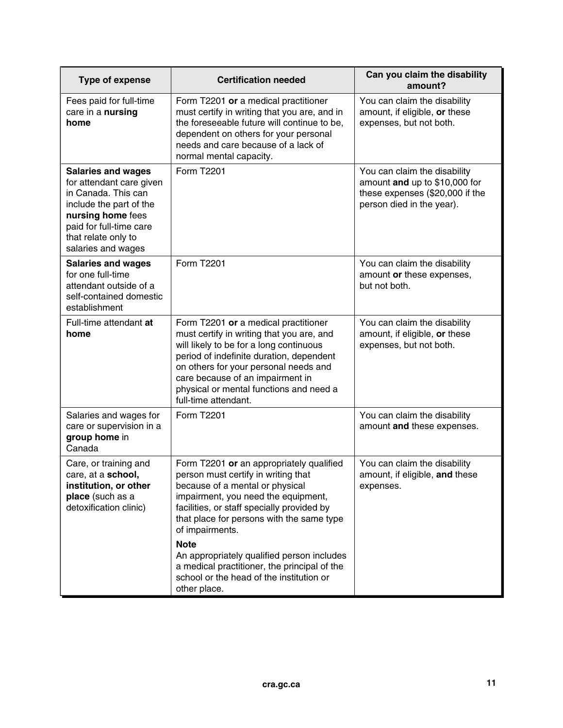| Type of expense | Certification needed | Can you claim the disability amount? |
|---|---|---|
| Fees paid for full-time care in a **nursing home** | Form T2201 **or** a medical practitioner must certify in writing that you are, and in the foreseeable future will continue to be, dependent on others for your personal needs and care because of a lack of normal mental capacity. | You can claim the disability amount, if eligible, **or** these expenses, but not both. |
| **Salaries and wages** for attendant care given in Canada. This can include the part of the **nursing home** fees paid for full-time care that relate only to salaries and wages | Form T2201 | You can claim the disability amount **and** up to $10,000 for these expenses ($20,000 if the person died in the year). |
| **Salaries and wages** for one full-time attendant outside of a self-contained domestic establishment | Form T2201 | You can claim the disability amount **or** these expenses, but not both. |
| Full-time attendant **at home** | Form T2201 **or** a medical practitioner must certify in writing that you are, and will likely to be for a long continuous period of indefinite duration, dependent on others for your personal needs and care because of an impairment in physical or mental functions and need a full-time attendant. | You can claim the disability amount, if eligible, **or** these expenses, but not both. |
| Salaries and wages for care or supervision in a **group home** in Canada | Form T2201 | You can claim the disability amount **and** these expenses. |
| Care, or training and care, at a **school, institution, or other place** (such as a detoxification clinic) | Form T2201 **or** an appropriately qualified person must certify in writing that because of a mental or physical impairment, you need the equipment, facilities, or staff specially provided by that place for persons with the same type of impairments.<br><br>**Note**<br>An appropriately qualified person includes a medical practitioner, the principal of the school or the head of the institution or other place. | You can claim the disability amount, if eligible, **and** these expenses. |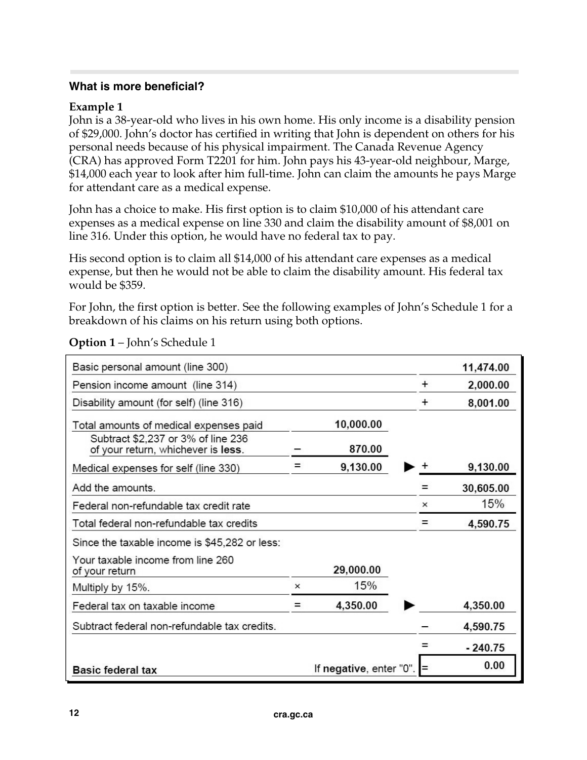### What is more beneficial?

**Example 1**

John is a 38-year-old who lives in his own home. His only income is a disability pension of $29,000. John's doctor has certified in writing that John is dependent on others for his personal needs because of his physical impairment. The Canada Revenue Agency (CRA) has approved Form T2201 for him. John pays his 43-year-old neighbour, Marge, $14,000 each year to look after him full-time. John can claim the amounts he pays Marge for attendant care as a medical expense.

John has a choice to make. His first option is to claim $10,000 of his attendant care expenses as a medical expense on line 330 and claim the disability amount of $8,001 on line 316. Under this option, he would have no federal tax to pay.

His second option is to claim all $14,000 of his attendant care expenses as a medical expense, but then he would not be able to claim the disability amount. His federal tax would be $359.

For John, the first option is better. See the following examples of John's Schedule 1 for a breakdown of his claims on his return using both options.

**Option 1** – John's Schedule 1

| | | | | |
|---|---|---|---|---|
| Basic personal amount (line 300) | | | | 11,474.00 |
| Pension income amount (line 314) | | | + | 2,000.00 |
| Disability amount (for self) (line 316) | | | + | 8,001.00 |
| Total amounts of medical expenses paid | | 10,000.00 | | |
| Subtract $2,237 or 3% of line 236 of your return, whichever is **less**. | – | 870.00 | | |
| Medical expenses for self (line 330) | = | 9,130.00 | ► + | 9,130.00 |
| Add the amounts. | | | = | 30,605.00 |
| Federal non-refundable tax credit rate | | | × | 15% |
| Total federal non-refundable tax credits | | | = | 4,590.75 |
| Since the taxable income is $45,282 or less: | | | | |
| Your taxable income from line 260 of your return | | 29,000.00 | | |
| Multiply by 15%. | × | 15% | | |
| Federal tax on taxable income | = | 4,350.00 | ► | 4,350.00 |
| Subtract federal non-refundable tax credits. | | | – | 4,590.75 |
| | | | = | - 240.75 |
| **Basic federal tax** | | If **negative**, enter "0". | = | 0.00 |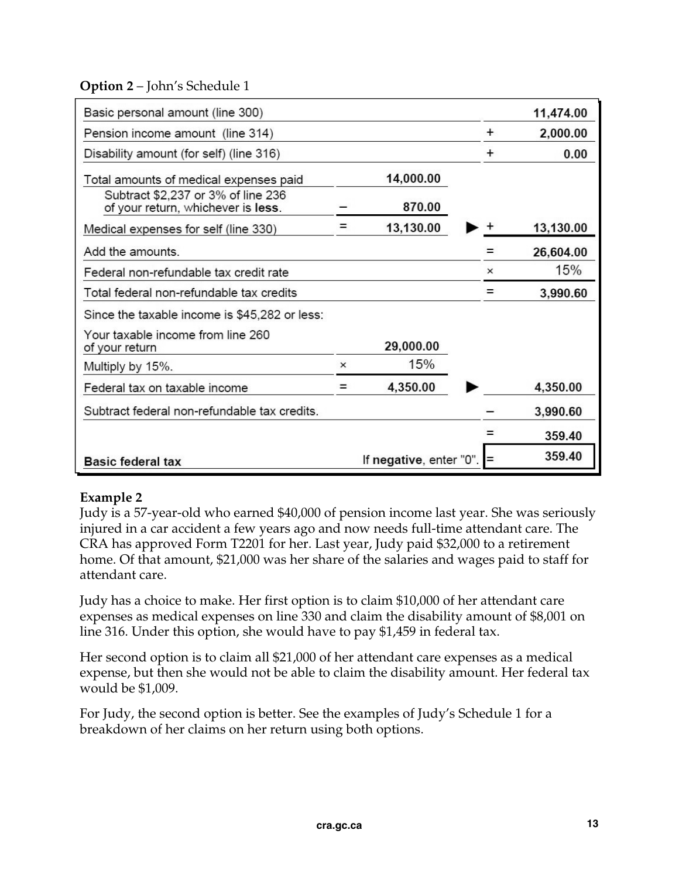**Option 2** – John's Schedule 1

| | | | | |
|---|---|---|---|---|
| Basic personal amount (line 300) | | | | 11,474.00 |
| Pension income amount (line 314) | | | + | 2,000.00 |
| Disability amount (for self) (line 316) | | | + | 0.00 |
| Total amounts of medical expenses paid | | 14,000.00 | | |
| Subtract $2,237 or 3% of line 236 of your return, whichever is **less**. | – | 870.00 | | |
| Medical expenses for self (line 330) | = | 13,130.00 | ► + | 13,130.00 |
| Add the amounts. | | | = | 26,604.00 |
| Federal non-refundable tax credit rate | | | × | 15% |
| Total federal non-refundable tax credits | | | = | 3,990.60 |
| Since the taxable income is $45,282 or less: | | | | |
| Your taxable income from line 260 of your return | | 29,000.00 | | |
| Multiply by 15%. | × | 15% | | |
| Federal tax on taxable income | = | 4,350.00 | ► | 4,350.00 |
| Subtract federal non-refundable tax credits. | | | – | 3,990.60 |
| | | | = | 359.40 |
| **Basic federal tax** | | If **negative**, enter "0". | = | 359.40 |

**Example 2**
Judy is a 57-year-old who earned $40,000 of pension income last year. She was seriously injured in a car accident a few years ago and now needs full-time attendant care. The CRA has approved Form T2201 for her. Last year, Judy paid $32,000 to a retirement home. Of that amount, $21,000 was her share of the salaries and wages paid to staff for attendant care.

Judy has a choice to make. Her first option is to claim $10,000 of her attendant care expenses as medical expenses on line 330 and claim the disability amount of $8,001 on line 316. Under this option, she would have to pay $1,459 in federal tax.

Her second option is to claim all $21,000 of her attendant care expenses as a medical expense, but then she would not be able to claim the disability amount. Her federal tax would be $1,009.

For Judy, the second option is better. See the examples of Judy's Schedule 1 for a breakdown of her claims on her return using both options.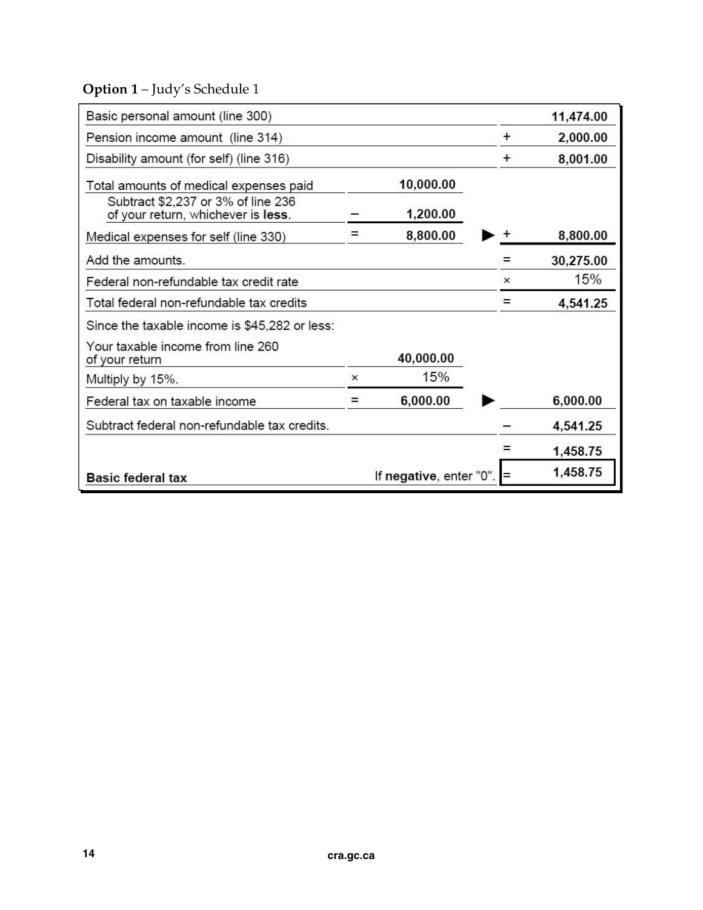**Option 1** – Judy's Schedule 1

| | | | | |
|---|---|---|---|---|
| Basic personal amount (line 300) | | | | 11,474.00 |
| Pension income amount (line 314) | | | + | 2,000.00 |
| Disability amount (for self) (line 316) | | | + | 8,001.00 |
| Total amounts of medical expenses paid | | 10,000.00 | | |
| Subtract $2,237 or 3% of line 236 of your return, whichever is **less**. | – | 1,200.00 | | |
| Medical expenses for self (line 330) | = | 8,800.00 | ► + | 8,800.00 |
| Add the amounts. | | | = | 30,275.00 |
| Federal non-refundable tax credit rate | | | × | 15% |
| Total federal non-refundable tax credits | | | = | 4,541.25 |
| Since the taxable income is $45,282 or less: | | | | |
| Your taxable income from line 260 of your return | | 40,000.00 | | |
| Multiply by 15%. | × | 15% | | |
| Federal tax on taxable income | = | 6,000.00 | ► | 6,000.00 |
| Subtract federal non-refundable tax credits. | | | – | 4,541.25 |
| | | | = | 1,458.75 |
| **Basic federal tax** | | If **negative**, enter "0". | = | 1,458.75 |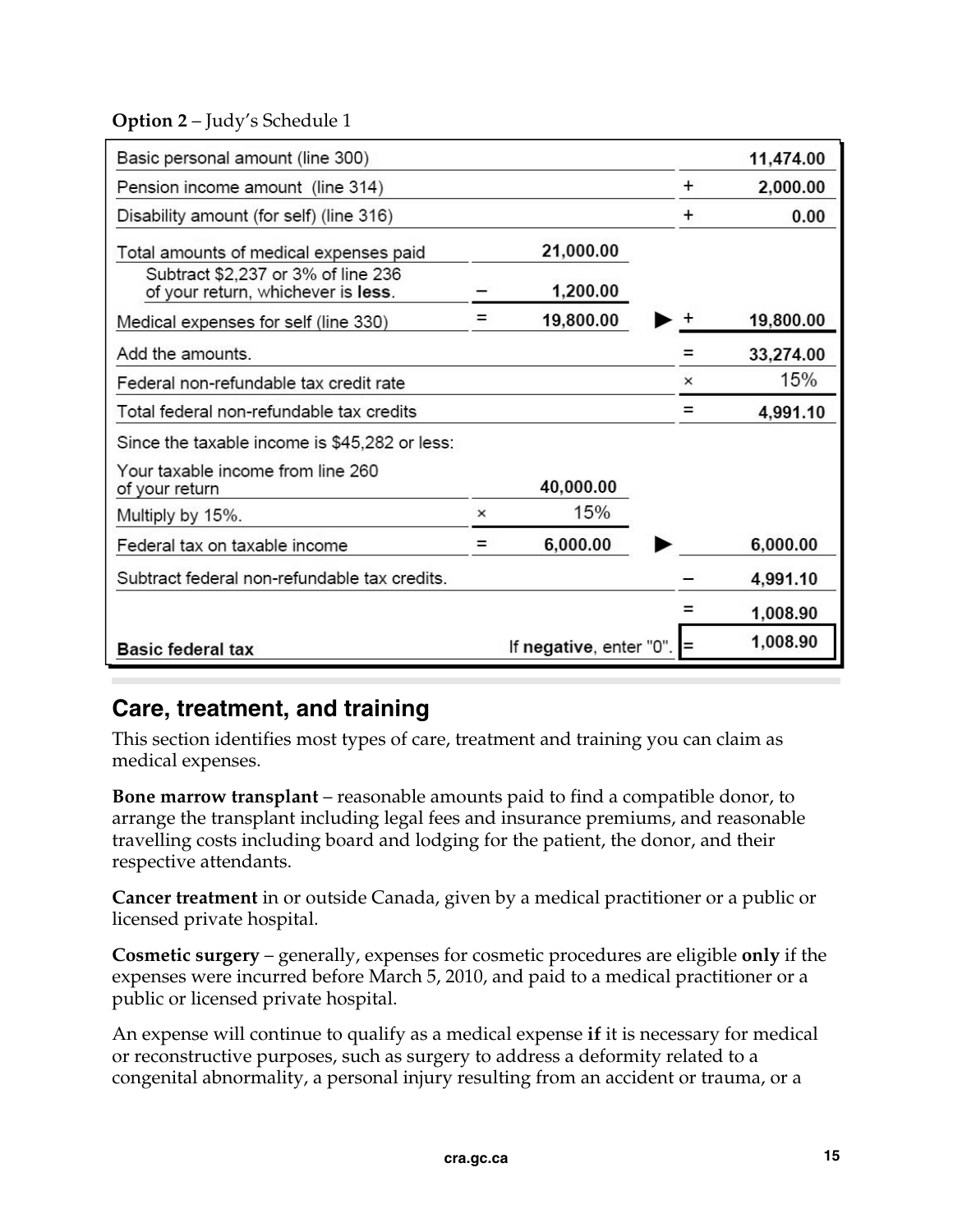**Option 2** – Judy's Schedule 1

| | | | | |
|---|---|---|---|---|
| Basic personal amount (line 300) | | | | **11,474.00** |
| Pension income amount (line 314) | | | + | **2,000.00** |
| Disability amount (for self) (line 316) | | | + | **0.00** |
| Total amounts of medical expenses paid | | **21,000.00** | | |
| Subtract $2,237 or 3% of line 236 of your return, whichever is **less**. | – | **1,200.00** | | |
| Medical expenses for self (line 330) | = | **19,800.00** | ► + | **19,800.00** |
| Add the amounts. | | | = | **33,274.00** |
| Federal non-refundable tax credit rate | | | × | 15% |
| Total federal non-refundable tax credits | | | = | **4,991.10** |
| Since the taxable income is $45,282 or less: | | | | |
| Your taxable income from line 260 of your return | | **40,000.00** | | |
| Multiply by 15%. | × | 15% | | |
| Federal tax on taxable income | = | **6,000.00** | ► | **6,000.00** |
| Subtract federal non-refundable tax credits. | | | – | **4,991.10** |
| | | | = | **1,008.90** |
| **Basic federal tax** | | If **negative**, enter "0". | = | **1,008.90** |

## Care, treatment, and training

This section identifies most types of care, treatment and training you can claim as medical expenses.

**Bone marrow transplant** – reasonable amounts paid to find a compatible donor, to arrange the transplant including legal fees and insurance premiums, and reasonable travelling costs including board and lodging for the patient, the donor, and their respective attendants.

**Cancer treatment** in or outside Canada, given by a medical practitioner or a public or licensed private hospital.

**Cosmetic surgery** – generally, expenses for cosmetic procedures are eligible **only** if the expenses were incurred before March 5, 2010, and paid to a medical practitioner or a public or licensed private hospital.

An expense will continue to qualify as a medical expense **if** it is necessary for medical or reconstructive purposes, such as surgery to address a deformity related to a congenital abnormality, a personal injury resulting from an accident or trauma, or a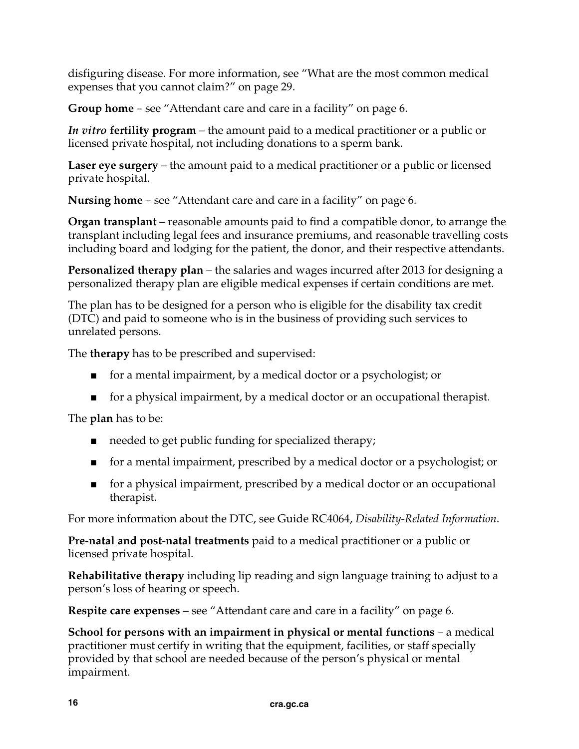disfiguring disease. For more information, see "What are the most common medical expenses that you cannot claim?" on page 29.

**Group home** – see "Attendant care and care in a facility" on page 6.

***In vitro* fertility program** – the amount paid to a medical practitioner or a public or licensed private hospital, not including donations to a sperm bank.

**Laser eye surgery** – the amount paid to a medical practitioner or a public or licensed private hospital.

**Nursing home** – see "Attendant care and care in a facility" on page 6.

**Organ transplant** – reasonable amounts paid to find a compatible donor, to arrange the transplant including legal fees and insurance premiums, and reasonable travelling costs including board and lodging for the patient, the donor, and their respective attendants.

**Personalized therapy plan** – the salaries and wages incurred after 2013 for designing a personalized therapy plan are eligible medical expenses if certain conditions are met.

The plan has to be designed for a person who is eligible for the disability tax credit (DTC) and paid to someone who is in the business of providing such services to unrelated persons.

The **therapy** has to be prescribed and supervised:

- for a mental impairment, by a medical doctor or a psychologist; or
- for a physical impairment, by a medical doctor or an occupational therapist.

The **plan** has to be:

- needed to get public funding for specialized therapy;
- for a mental impairment, prescribed by a medical doctor or a psychologist; or
- for a physical impairment, prescribed by a medical doctor or an occupational therapist.

For more information about the DTC, see Guide RC4064, *Disability-Related Information*.

**Pre-natal and post-natal treatments** paid to a medical practitioner or a public or licensed private hospital.

**Rehabilitative therapy** including lip reading and sign language training to adjust to a person's loss of hearing or speech.

**Respite care expenses** – see "Attendant care and care in a facility" on page 6.

**School for persons with an impairment in physical or mental functions** – a medical practitioner must certify in writing that the equipment, facilities, or staff specially provided by that school are needed because of the person's physical or mental impairment.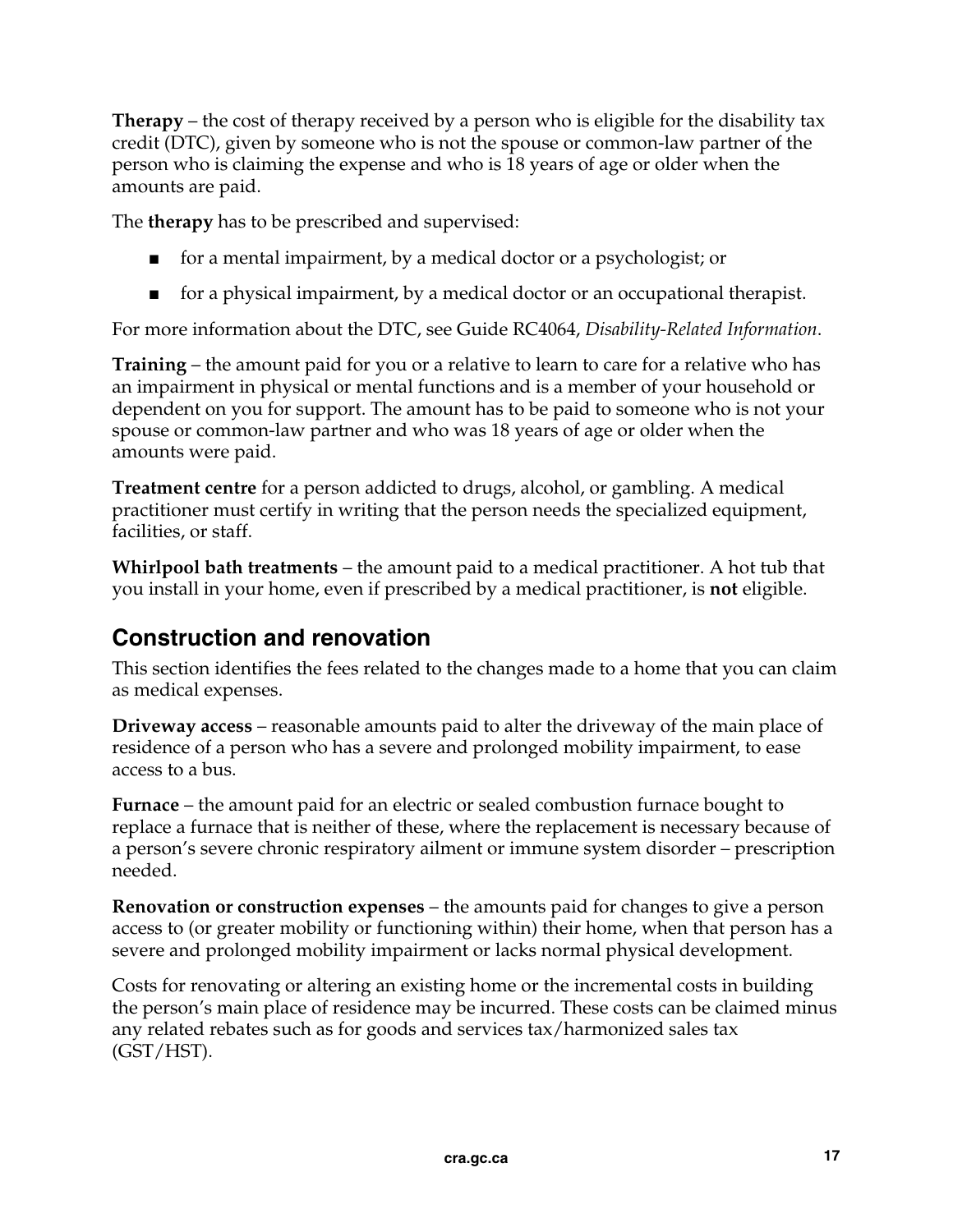**Therapy** – the cost of therapy received by a person who is eligible for the disability tax credit (DTC), given by someone who is not the spouse or common-law partner of the person who is claiming the expense and who is 18 years of age or older when the amounts are paid.

The **therapy** has to be prescribed and supervised:

- for a mental impairment, by a medical doctor or a psychologist; or
- for a physical impairment, by a medical doctor or an occupational therapist.

For more information about the DTC, see Guide RC4064, *Disability-Related Information*.

**Training** – the amount paid for you or a relative to learn to care for a relative who has an impairment in physical or mental functions and is a member of your household or dependent on you for support. The amount has to be paid to someone who is not your spouse or common-law partner and who was 18 years of age or older when the amounts were paid.

**Treatment centre** for a person addicted to drugs, alcohol, or gambling. A medical practitioner must certify in writing that the person needs the specialized equipment, facilities, or staff.

**Whirlpool bath treatments** – the amount paid to a medical practitioner. A hot tub that you install in your home, even if prescribed by a medical practitioner, is **not** eligible.

## Construction and renovation

This section identifies the fees related to the changes made to a home that you can claim as medical expenses.

**Driveway access** – reasonable amounts paid to alter the driveway of the main place of residence of a person who has a severe and prolonged mobility impairment, to ease access to a bus.

**Furnace** – the amount paid for an electric or sealed combustion furnace bought to replace a furnace that is neither of these, where the replacement is necessary because of a person's severe chronic respiratory ailment or immune system disorder – prescription needed.

**Renovation or construction expenses** – the amounts paid for changes to give a person access to (or greater mobility or functioning within) their home, when that person has a severe and prolonged mobility impairment or lacks normal physical development.

Costs for renovating or altering an existing home or the incremental costs in building the person's main place of residence may be incurred. These costs can be claimed minus any related rebates such as for goods and services tax/harmonized sales tax (GST/HST).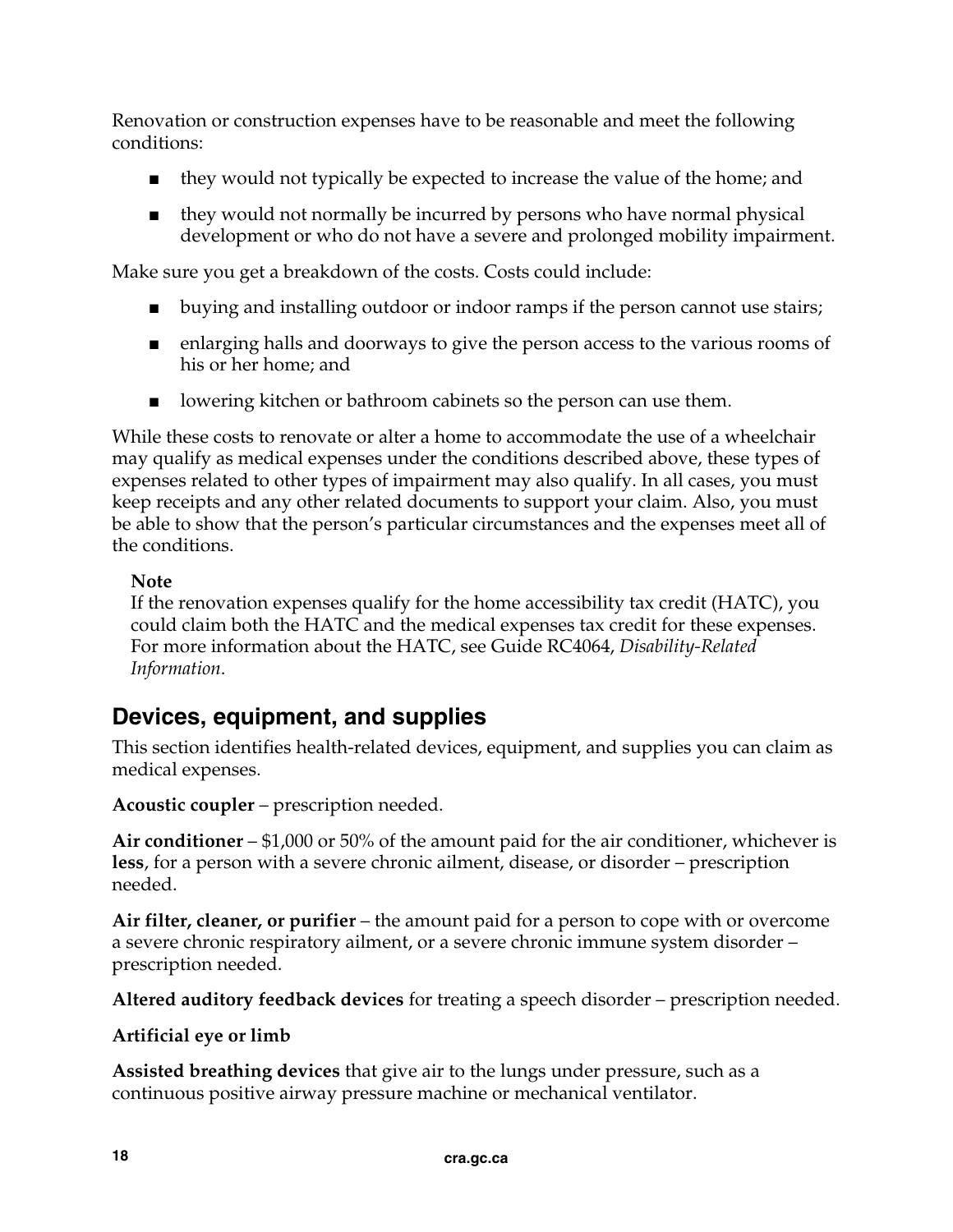Renovation or construction expenses have to be reasonable and meet the following conditions:

- they would not typically be expected to increase the value of the home; and
- they would not normally be incurred by persons who have normal physical development or who do not have a severe and prolonged mobility impairment.

Make sure you get a breakdown of the costs. Costs could include:

- buying and installing outdoor or indoor ramps if the person cannot use stairs;
- enlarging halls and doorways to give the person access to the various rooms of his or her home; and
- lowering kitchen or bathroom cabinets so the person can use them.

While these costs to renovate or alter a home to accommodate the use of a wheelchair may qualify as medical expenses under the conditions described above, these types of expenses related to other types of impairment may also qualify. In all cases, you must keep receipts and any other related documents to support your claim. Also, you must be able to show that the person's particular circumstances and the expenses meet all of the conditions.

**Note**
If the renovation expenses qualify for the home accessibility tax credit (HATC), you could claim both the HATC and the medical expenses tax credit for these expenses. For more information about the HATC, see Guide RC4064, *Disability-Related Information*.

## Devices, equipment, and supplies

This section identifies health-related devices, equipment, and supplies you can claim as medical expenses.

**Acoustic coupler** – prescription needed.

**Air conditioner** – $1,000 or 50% of the amount paid for the air conditioner, whichever is **less**, for a person with a severe chronic ailment, disease, or disorder – prescription needed.

**Air filter, cleaner, or purifier** – the amount paid for a person to cope with or overcome a severe chronic respiratory ailment, or a severe chronic immune system disorder – prescription needed.

**Altered auditory feedback devices** for treating a speech disorder – prescription needed.

**Artificial eye or limb**

**Assisted breathing devices** that give air to the lungs under pressure, such as a continuous positive airway pressure machine or mechanical ventilator.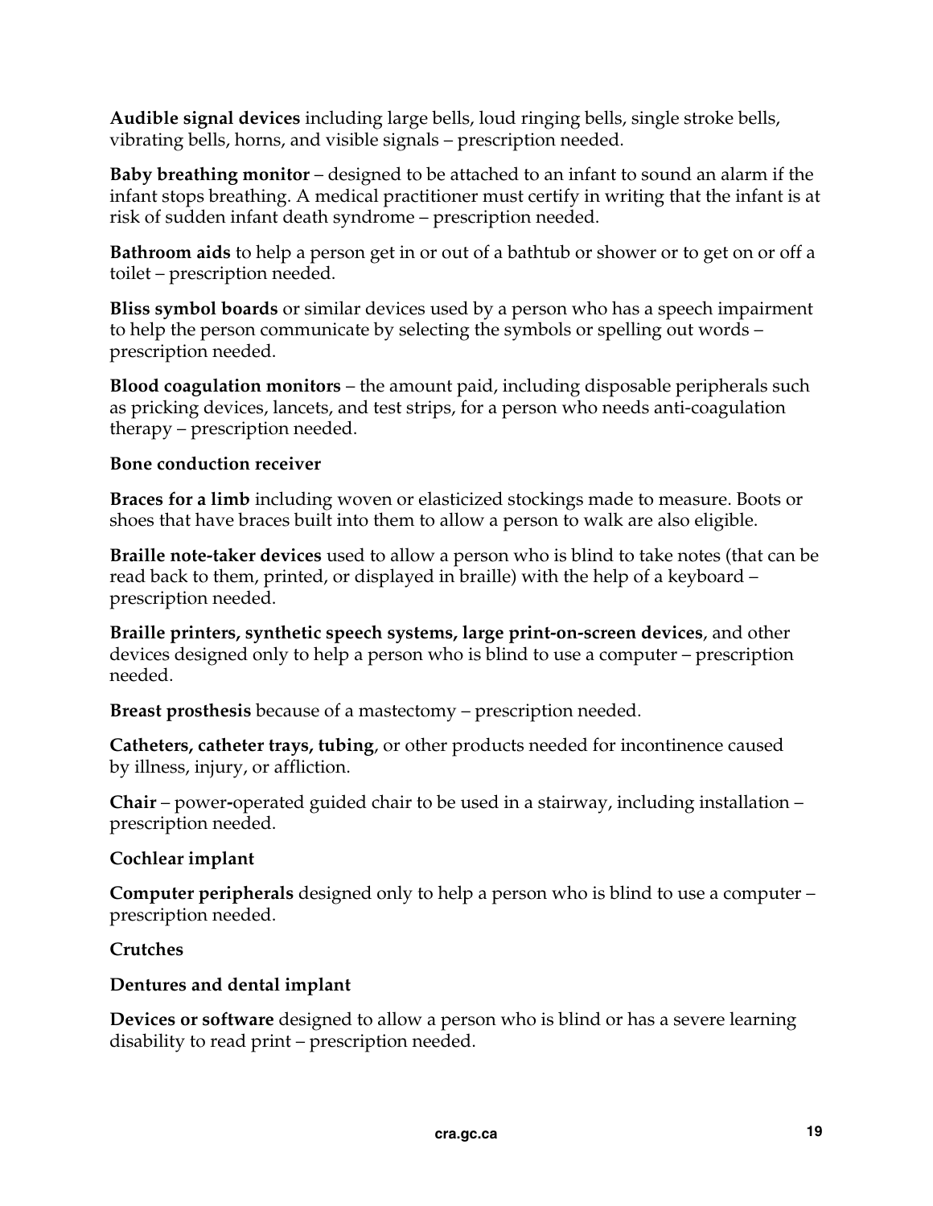**Audible signal devices** including large bells, loud ringing bells, single stroke bells, vibrating bells, horns, and visible signals – prescription needed.

**Baby breathing monitor** – designed to be attached to an infant to sound an alarm if the infant stops breathing. A medical practitioner must certify in writing that the infant is at risk of sudden infant death syndrome – prescription needed.

**Bathroom aids** to help a person get in or out of a bathtub or shower or to get on or off a toilet – prescription needed.

**Bliss symbol boards** or similar devices used by a person who has a speech impairment to help the person communicate by selecting the symbols or spelling out words – prescription needed.

**Blood coagulation monitors** – the amount paid, including disposable peripherals such as pricking devices, lancets, and test strips, for a person who needs anti-coagulation therapy – prescription needed.

**Bone conduction receiver**

**Braces for a limb** including woven or elasticized stockings made to measure. Boots or shoes that have braces built into them to allow a person to walk are also eligible.

**Braille note-taker devices** used to allow a person who is blind to take notes (that can be read back to them, printed, or displayed in braille) with the help of a keyboard – prescription needed.

**Braille printers, synthetic speech systems, large print-on-screen devices**, and other devices designed only to help a person who is blind to use a computer – prescription needed.

**Breast prosthesis** because of a mastectomy – prescription needed.

**Catheters, catheter trays, tubing**, or other products needed for incontinence caused by illness, injury, or affliction.

**Chair** – power-operated guided chair to be used in a stairway, including installation – prescription needed.

**Cochlear implant**

**Computer peripherals** designed only to help a person who is blind to use a computer – prescription needed.

**Crutches**

**Dentures and dental implant**

**Devices or software** designed to allow a person who is blind or has a severe learning disability to read print – prescription needed.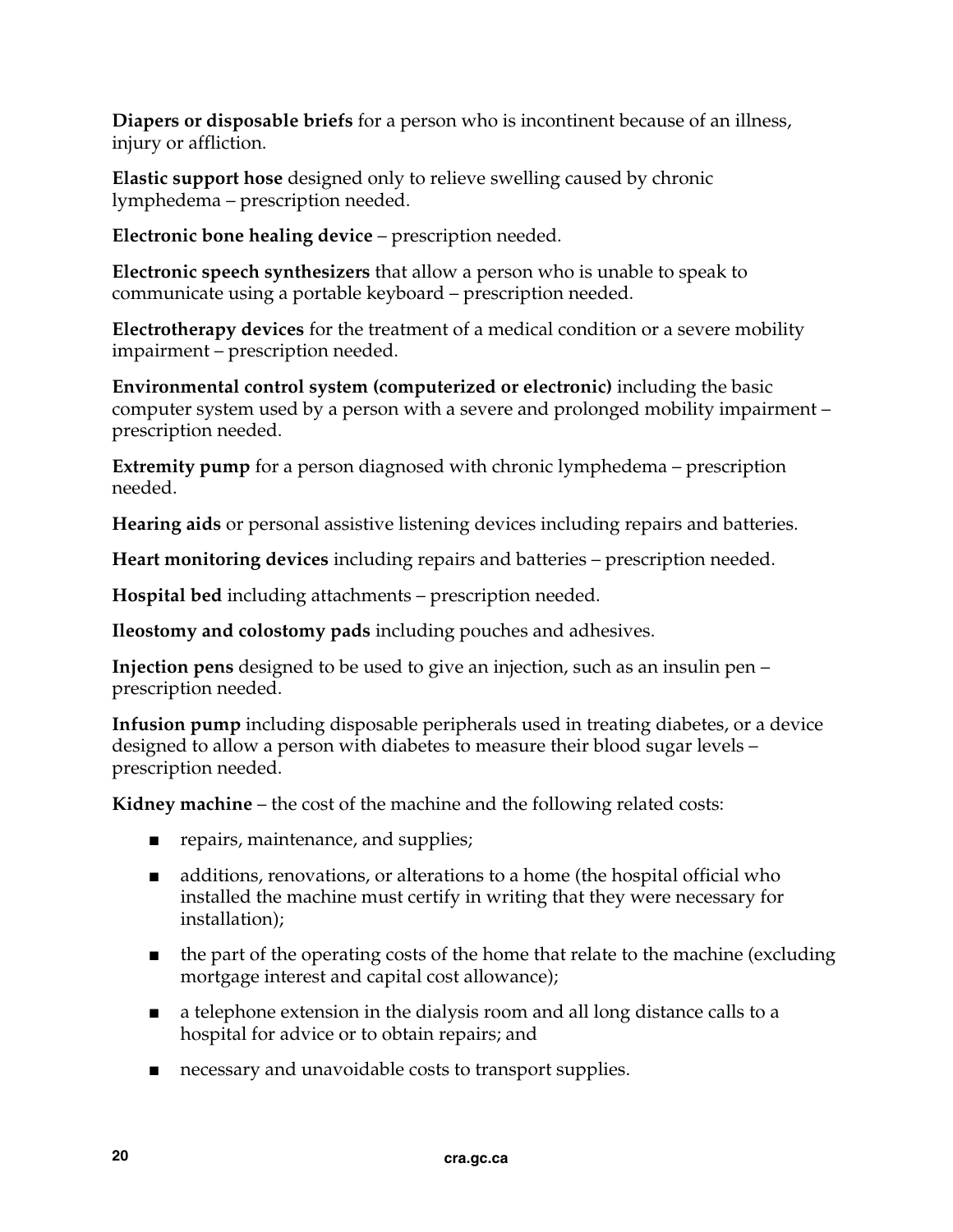**Diapers or disposable briefs** for a person who is incontinent because of an illness, injury or affliction.

**Elastic support hose** designed only to relieve swelling caused by chronic lymphedema – prescription needed.

**Electronic bone healing device** – prescription needed.

**Electronic speech synthesizers** that allow a person who is unable to speak to communicate using a portable keyboard – prescription needed.

**Electrotherapy devices** for the treatment of a medical condition or a severe mobility impairment – prescription needed.

**Environmental control system (computerized or electronic)** including the basic computer system used by a person with a severe and prolonged mobility impairment – prescription needed.

**Extremity pump** for a person diagnosed with chronic lymphedema – prescription needed.

**Hearing aids** or personal assistive listening devices including repairs and batteries.

**Heart monitoring devices** including repairs and batteries – prescription needed.

**Hospital bed** including attachments – prescription needed.

**Ileostomy and colostomy pads** including pouches and adhesives.

**Injection pens** designed to be used to give an injection, such as an insulin pen – prescription needed.

**Infusion pump** including disposable peripherals used in treating diabetes, or a device designed to allow a person with diabetes to measure their blood sugar levels – prescription needed.

**Kidney machine** – the cost of the machine and the following related costs:

- repairs, maintenance, and supplies;
- additions, renovations, or alterations to a home (the hospital official who installed the machine must certify in writing that they were necessary for installation);
- the part of the operating costs of the home that relate to the machine (excluding mortgage interest and capital cost allowance);
- a telephone extension in the dialysis room and all long distance calls to a hospital for advice or to obtain repairs; and
- necessary and unavoidable costs to transport supplies.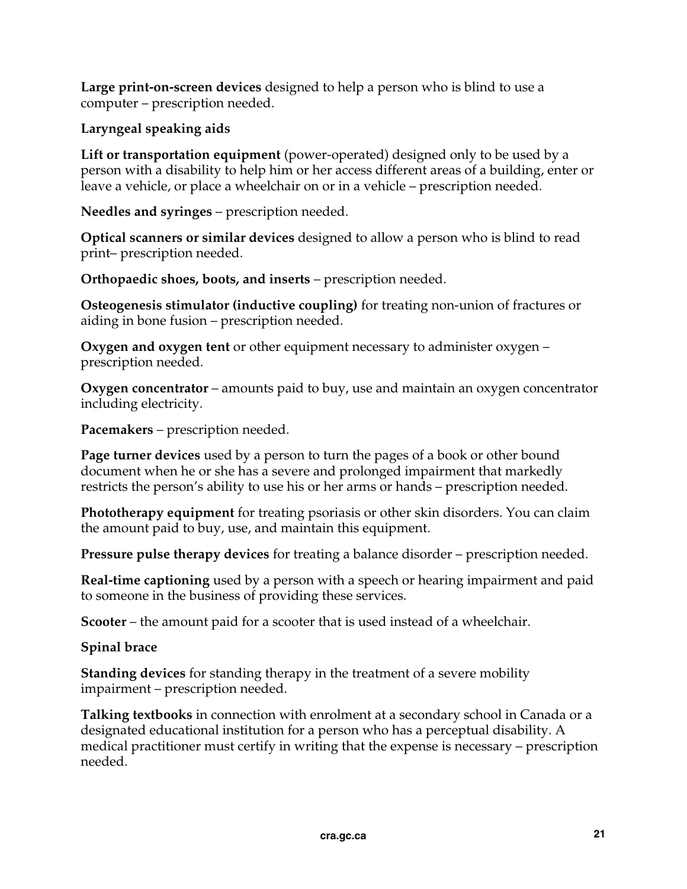**Large print-on-screen devices** designed to help a person who is blind to use a computer – prescription needed.

**Laryngeal speaking aids**

**Lift or transportation equipment** (power-operated) designed only to be used by a person with a disability to help him or her access different areas of a building, enter or leave a vehicle, or place a wheelchair on or in a vehicle – prescription needed.

**Needles and syringes** – prescription needed.

**Optical scanners or similar devices** designed to allow a person who is blind to read print– prescription needed.

**Orthopaedic shoes, boots, and inserts** – prescription needed.

**Osteogenesis stimulator (inductive coupling)** for treating non-union of fractures or aiding in bone fusion – prescription needed.

**Oxygen and oxygen tent** or other equipment necessary to administer oxygen – prescription needed.

**Oxygen concentrator** – amounts paid to buy, use and maintain an oxygen concentrator including electricity.

**Pacemakers** – prescription needed.

**Page turner devices** used by a person to turn the pages of a book or other bound document when he or she has a severe and prolonged impairment that markedly restricts the person's ability to use his or her arms or hands – prescription needed.

**Phototherapy equipment** for treating psoriasis or other skin disorders. You can claim the amount paid to buy, use, and maintain this equipment.

**Pressure pulse therapy devices** for treating a balance disorder – prescription needed.

**Real-time captioning** used by a person with a speech or hearing impairment and paid to someone in the business of providing these services.

**Scooter** – the amount paid for a scooter that is used instead of a wheelchair.

**Spinal brace**

**Standing devices** for standing therapy in the treatment of a severe mobility impairment – prescription needed.

**Talking textbooks** in connection with enrolment at a secondary school in Canada or a designated educational institution for a person who has a perceptual disability. A medical practitioner must certify in writing that the expense is necessary – prescription needed.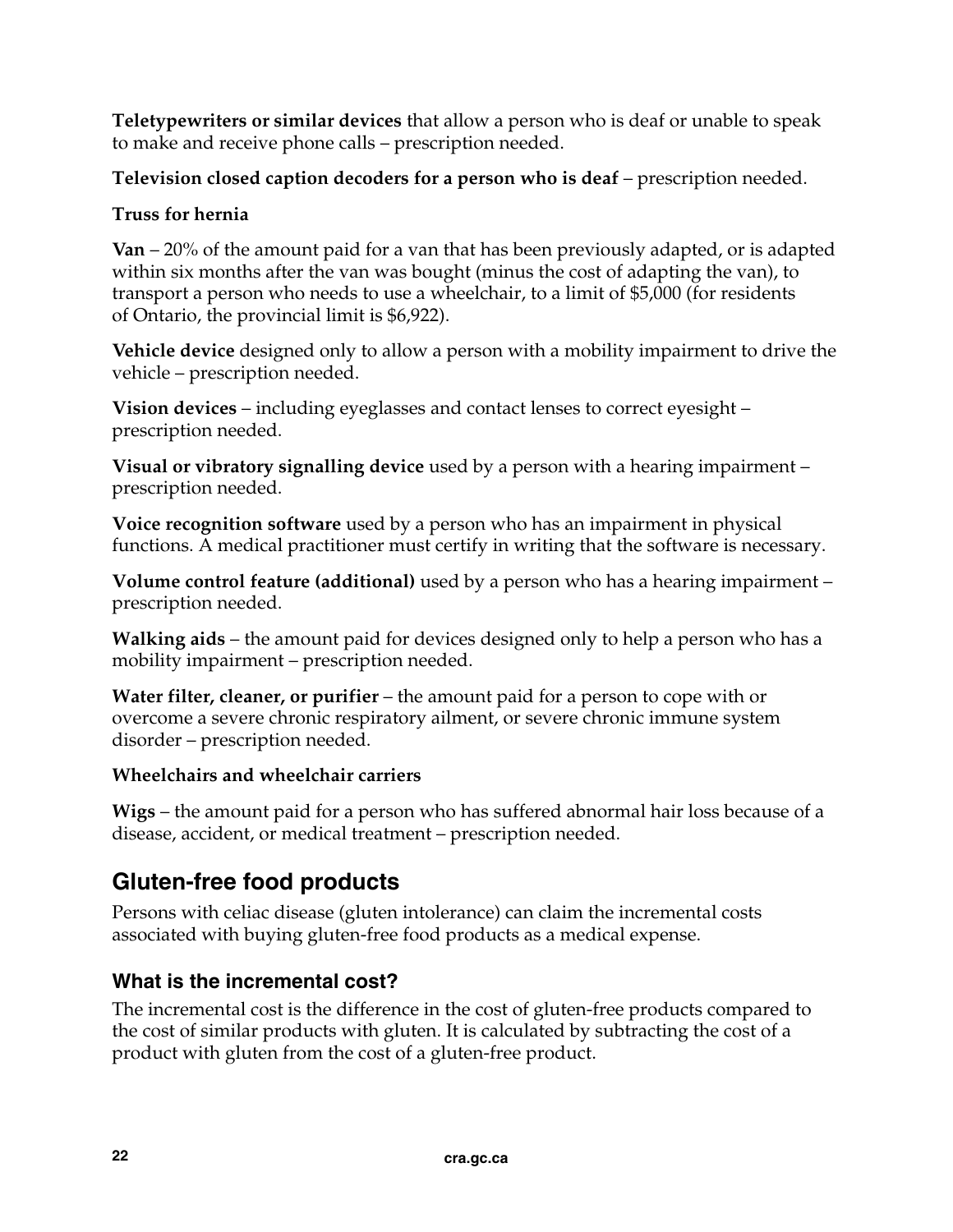**Teletypewriters or similar devices** that allow a person who is deaf or unable to speak to make and receive phone calls – prescription needed.

**Television closed caption decoders for a person who is deaf** – prescription needed.

**Truss for hernia**

**Van** – 20% of the amount paid for a van that has been previously adapted, or is adapted within six months after the van was bought (minus the cost of adapting the van), to transport a person who needs to use a wheelchair, to a limit of $5,000 (for residents of Ontario, the provincial limit is $6,922).

**Vehicle device** designed only to allow a person with a mobility impairment to drive the vehicle – prescription needed.

**Vision devices** – including eyeglasses and contact lenses to correct eyesight – prescription needed.

**Visual or vibratory signalling device** used by a person with a hearing impairment – prescription needed.

**Voice recognition software** used by a person who has an impairment in physical functions. A medical practitioner must certify in writing that the software is necessary.

**Volume control feature (additional)** used by a person who has a hearing impairment – prescription needed.

**Walking aids** – the amount paid for devices designed only to help a person who has a mobility impairment – prescription needed.

**Water filter, cleaner, or purifier** – the amount paid for a person to cope with or overcome a severe chronic respiratory ailment, or severe chronic immune system disorder – prescription needed.

**Wheelchairs and wheelchair carriers**

**Wigs** – the amount paid for a person who has suffered abnormal hair loss because of a disease, accident, or medical treatment – prescription needed.

## Gluten-free food products

Persons with celiac disease (gluten intolerance) can claim the incremental costs associated with buying gluten-free food products as a medical expense.

### What is the incremental cost?

The incremental cost is the difference in the cost of gluten-free products compared to the cost of similar products with gluten. It is calculated by subtracting the cost of a product with gluten from the cost of a gluten-free product.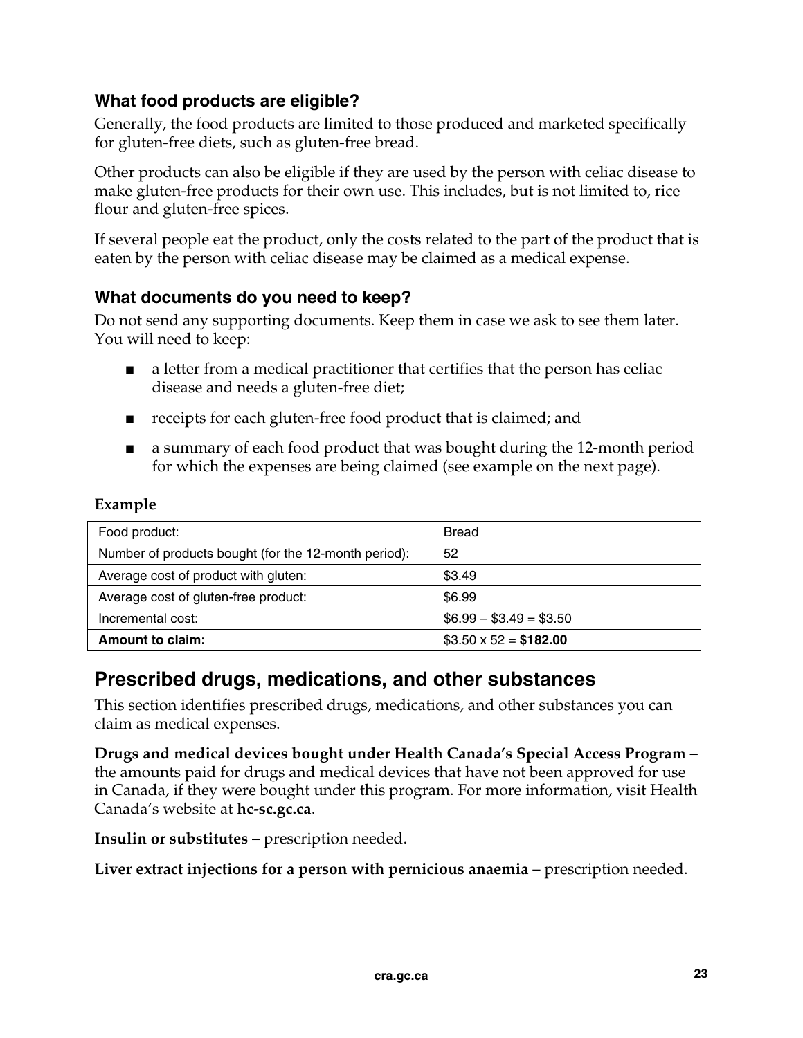### What food products are eligible?

Generally, the food products are limited to those produced and marketed specifically for gluten-free diets, such as gluten-free bread.

Other products can also be eligible if they are used by the person with celiac disease to make gluten-free products for their own use. This includes, but is not limited to, rice flour and gluten-free spices.

If several people eat the product, only the costs related to the part of the product that is eaten by the person with celiac disease may be claimed as a medical expense.

### What documents do you need to keep?

Do not send any supporting documents. Keep them in case we ask to see them later. You will need to keep:

- a letter from a medical practitioner that certifies that the person has celiac disease and needs a gluten-free diet;
- receipts for each gluten-free food product that is claimed; and
- a summary of each food product that was bought during the 12-month period for which the expenses are being claimed (see example on the next page).

**Example**

| Food product: | Bread |
|---|---|
| Number of products bought (for the 12-month period): | 52 |
| Average cost of product with gluten: | $3.49 |
| Average cost of gluten-free product: | $6.99 |
| Incremental cost: | $6.99 – $3.49 = $3.50 |
| **Amount to claim:** | $3.50 x 52 = **$182.00** |

## Prescribed drugs, medications, and other substances

This section identifies prescribed drugs, medications, and other substances you can claim as medical expenses.

**Drugs and medical devices bought under Health Canada's Special Access Program** – the amounts paid for drugs and medical devices that have not been approved for use in Canada, if they were bought under this program. For more information, visit Health Canada's website at **hc-sc.gc.ca**.

**Insulin or substitutes** – prescription needed.

**Liver extract injections for a person with pernicious anaemia** – prescription needed.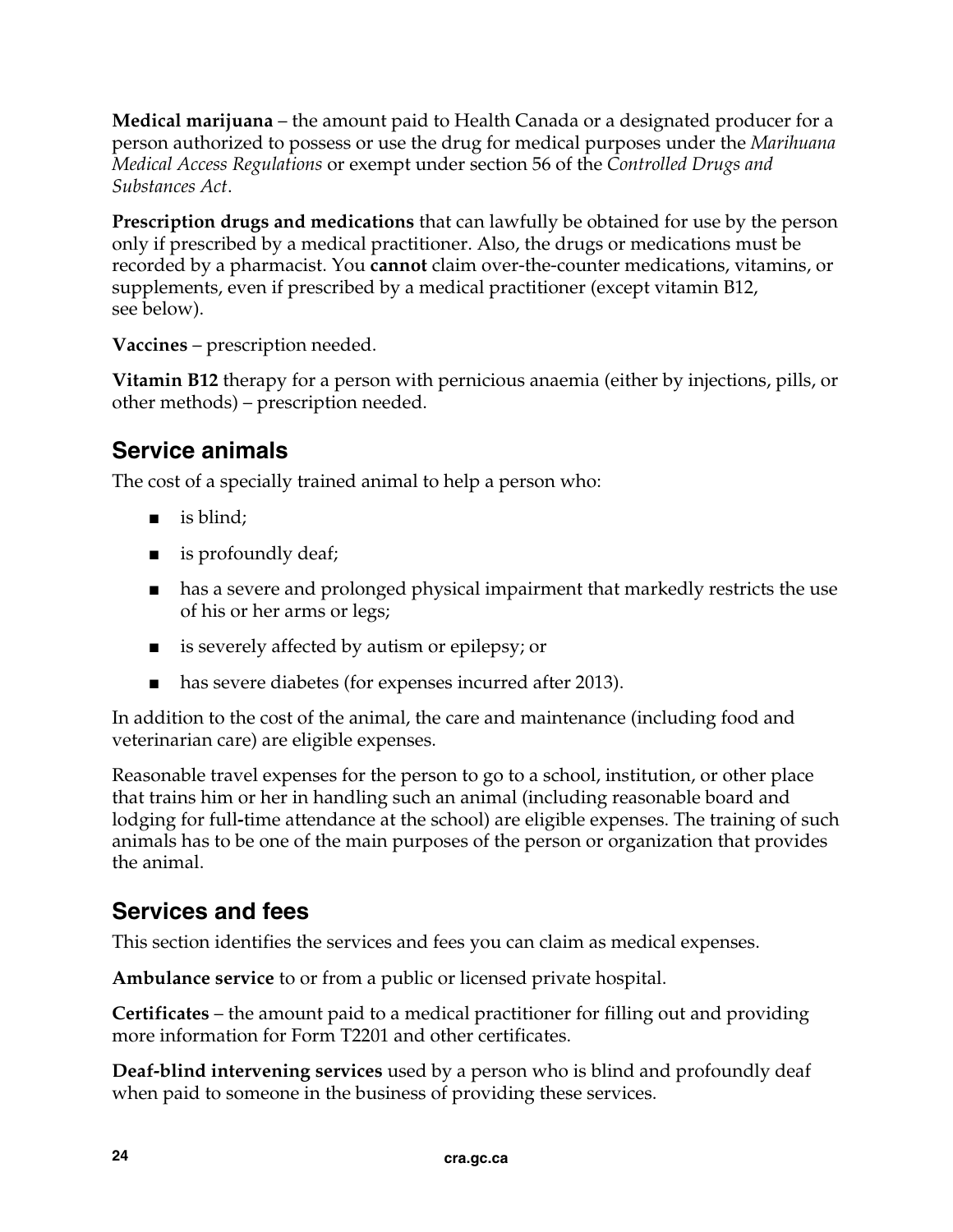**Medical marijuana** – the amount paid to Health Canada or a designated producer for a person authorized to possess or use the drug for medical purposes under the *Marihuana Medical Access Regulations* or exempt under section 56 of the *Controlled Drugs and Substances Act*.

**Prescription drugs and medications** that can lawfully be obtained for use by the person only if prescribed by a medical practitioner. Also, the drugs or medications must be recorded by a pharmacist. You **cannot** claim over-the-counter medications, vitamins, or supplements, even if prescribed by a medical practitioner (except vitamin B12, see below).

**Vaccines** – prescription needed.

**Vitamin B12** therapy for a person with pernicious anaemia (either by injections, pills, or other methods) – prescription needed.

## Service animals

The cost of a specially trained animal to help a person who:

- is blind;
- is profoundly deaf;
- has a severe and prolonged physical impairment that markedly restricts the use of his or her arms or legs;
- is severely affected by autism or epilepsy; or
- has severe diabetes (for expenses incurred after 2013).

In addition to the cost of the animal, the care and maintenance (including food and veterinarian care) are eligible expenses.

Reasonable travel expenses for the person to go to a school, institution, or other place that trains him or her in handling such an animal (including reasonable board and lodging for full-time attendance at the school) are eligible expenses. The training of such animals has to be one of the main purposes of the person or organization that provides the animal.

## Services and fees

This section identifies the services and fees you can claim as medical expenses.

**Ambulance service** to or from a public or licensed private hospital.

**Certificates** – the amount paid to a medical practitioner for filling out and providing more information for Form T2201 and other certificates.

**Deaf-blind intervening services** used by a person who is blind and profoundly deaf when paid to someone in the business of providing these services.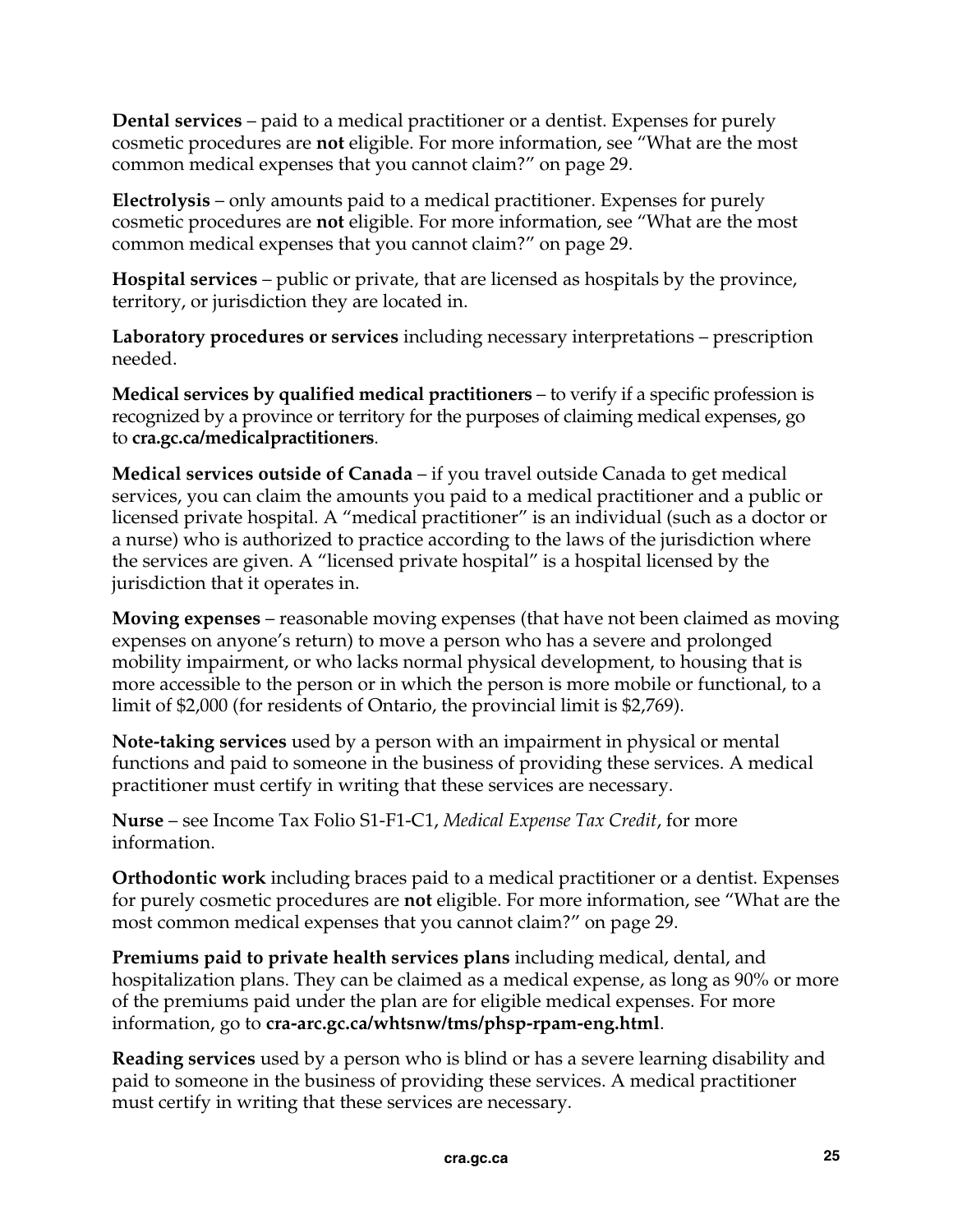**Dental services** – paid to a medical practitioner or a dentist. Expenses for purely cosmetic procedures are **not** eligible. For more information, see "What are the most common medical expenses that you cannot claim?" on page 29.

**Electrolysis** – only amounts paid to a medical practitioner. Expenses for purely cosmetic procedures are **not** eligible. For more information, see "What are the most common medical expenses that you cannot claim?" on page 29.

**Hospital services** – public or private, that are licensed as hospitals by the province, territory, or jurisdiction they are located in.

**Laboratory procedures or services** including necessary interpretations – prescription needed.

**Medical services by qualified medical practitioners** – to verify if a specific profession is recognized by a province or territory for the purposes of claiming medical expenses, go to **cra.gc.ca/medicalpractitioners**.

**Medical services outside of Canada** – if you travel outside Canada to get medical services, you can claim the amounts you paid to a medical practitioner and a public or licensed private hospital. A "medical practitioner" is an individual (such as a doctor or a nurse) who is authorized to practice according to the laws of the jurisdiction where the services are given. A "licensed private hospital" is a hospital licensed by the jurisdiction that it operates in.

**Moving expenses** – reasonable moving expenses (that have not been claimed as moving expenses on anyone's return) to move a person who has a severe and prolonged mobility impairment, or who lacks normal physical development, to housing that is more accessible to the person or in which the person is more mobile or functional, to a limit of $2,000 (for residents of Ontario, the provincial limit is $2,769).

**Note-taking services** used by a person with an impairment in physical or mental functions and paid to someone in the business of providing these services. A medical practitioner must certify in writing that these services are necessary.

**Nurse** – see Income Tax Folio S1-F1-C1, *Medical Expense Tax Credit*, for more information.

**Orthodontic work** including braces paid to a medical practitioner or a dentist. Expenses for purely cosmetic procedures are **not** eligible. For more information, see "What are the most common medical expenses that you cannot claim?" on page 29.

**Premiums paid to private health services plans** including medical, dental, and hospitalization plans. They can be claimed as a medical expense, as long as 90% or more of the premiums paid under the plan are for eligible medical expenses. For more information, go to **cra-arc.gc.ca/whtsnw/tms/phsp-rpam-eng.html**.

**Reading services** used by a person who is blind or has a severe learning disability and paid to someone in the business of providing these services. A medical practitioner must certify in writing that these services are necessary.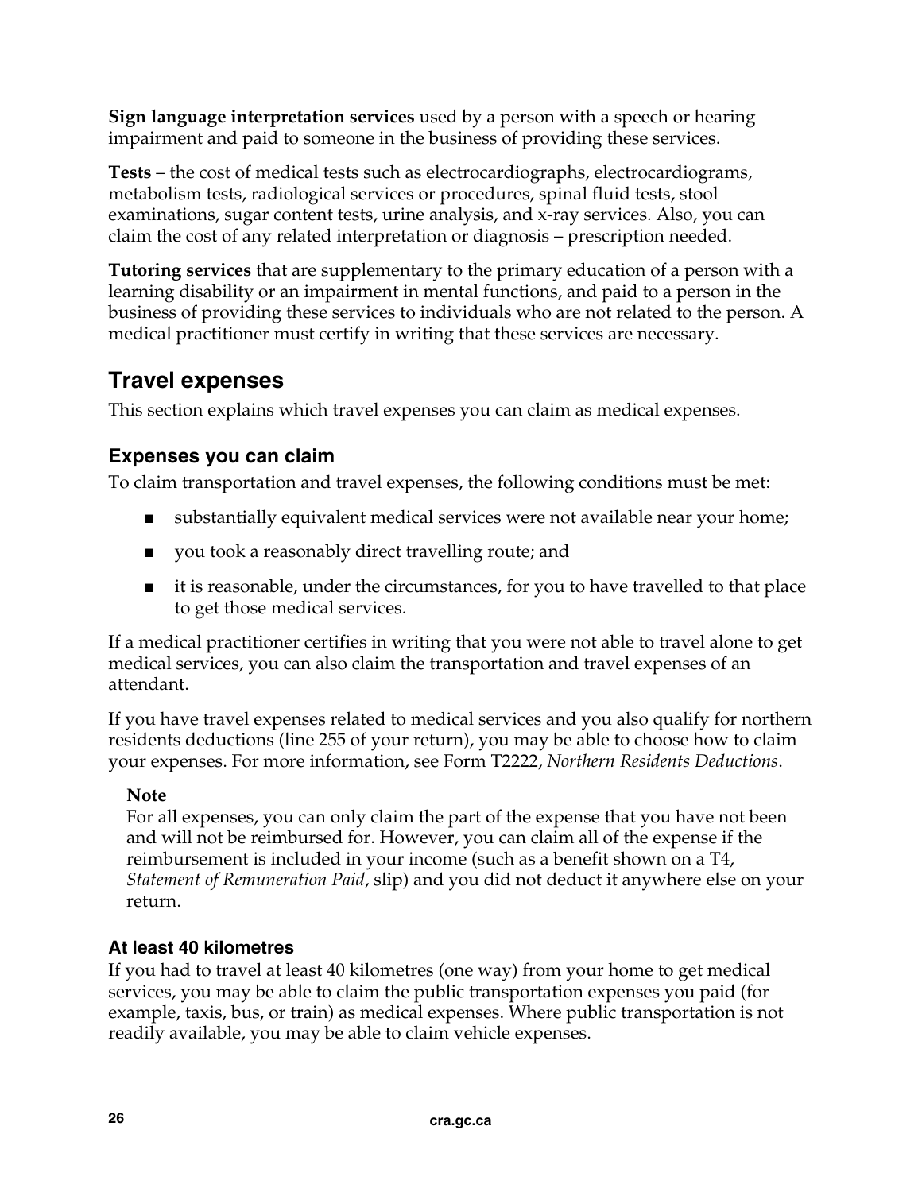**Sign language interpretation services** used by a person with a speech or hearing impairment and paid to someone in the business of providing these services.

**Tests** – the cost of medical tests such as electrocardiographs, electrocardiograms, metabolism tests, radiological services or procedures, spinal fluid tests, stool examinations, sugar content tests, urine analysis, and x-ray services. Also, you can claim the cost of any related interpretation or diagnosis – prescription needed.

**Tutoring services** that are supplementary to the primary education of a person with a learning disability or an impairment in mental functions, and paid to a person in the business of providing these services to individuals who are not related to the person. A medical practitioner must certify in writing that these services are necessary.

## Travel expenses

This section explains which travel expenses you can claim as medical expenses.

### Expenses you can claim

To claim transportation and travel expenses, the following conditions must be met:

- substantially equivalent medical services were not available near your home;
- you took a reasonably direct travelling route; and
- it is reasonable, under the circumstances, for you to have travelled to that place to get those medical services.

If a medical practitioner certifies in writing that you were not able to travel alone to get medical services, you can also claim the transportation and travel expenses of an attendant.

If you have travel expenses related to medical services and you also qualify for northern residents deductions (line 255 of your return), you may be able to choose how to claim your expenses. For more information, see Form T2222, *Northern Residents Deductions*.

**Note**
For all expenses, you can only claim the part of the expense that you have not been and will not be reimbursed for. However, you can claim all of the expense if the reimbursement is included in your income (such as a benefit shown on a T4, *Statement of Remuneration Paid*, slip) and you did not deduct it anywhere else on your return.

#### At least 40 kilometres

If you had to travel at least 40 kilometres (one way) from your home to get medical services, you may be able to claim the public transportation expenses you paid (for example, taxis, bus, or train) as medical expenses. Where public transportation is not readily available, you may be able to claim vehicle expenses.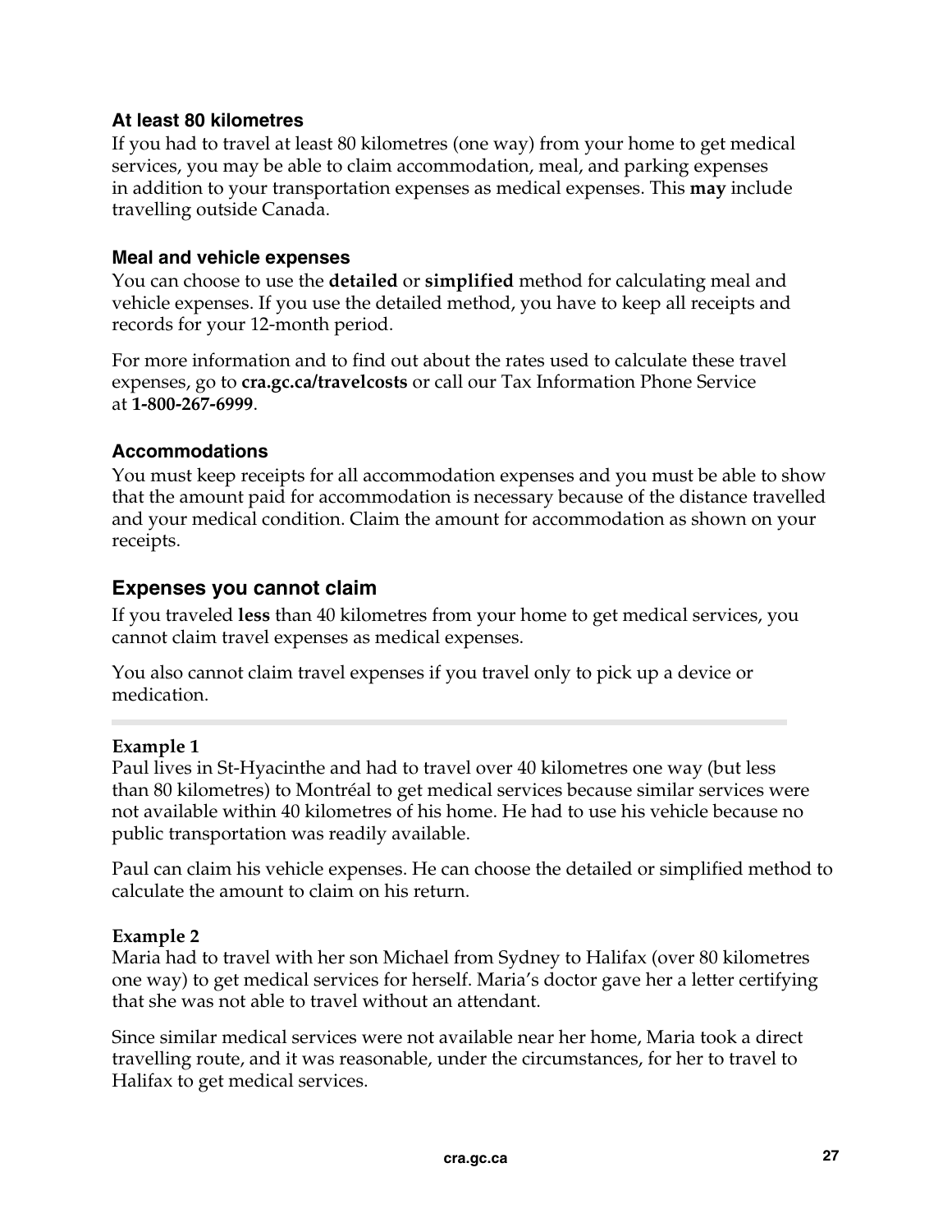### At least 80 kilometres

If you had to travel at least 80 kilometres (one way) from your home to get medical services, you may be able to claim accommodation, meal, and parking expenses in addition to your transportation expenses as medical expenses. This **may** include travelling outside Canada.

### Meal and vehicle expenses

You can choose to use the **detailed** or **simplified** method for calculating meal and vehicle expenses. If you use the detailed method, you have to keep all receipts and records for your 12-month period.

For more information and to find out about the rates used to calculate these travel expenses, go to **cra.gc.ca/travelcosts** or call our Tax Information Phone Service at **1-800-267-6999**.

### Accommodations

You must keep receipts for all accommodation expenses and you must be able to show that the amount paid for accommodation is necessary because of the distance travelled and your medical condition. Claim the amount for accommodation as shown on your receipts.

## Expenses you cannot claim

If you traveled **less** than 40 kilometres from your home to get medical services, you cannot claim travel expenses as medical expenses.

You also cannot claim travel expenses if you travel only to pick up a device or medication.

---

**Example 1**
Paul lives in St-Hyacinthe and had to travel over 40 kilometres one way (but less than 80 kilometres) to Montréal to get medical services because similar services were not available within 40 kilometres of his home. He had to use his vehicle because no public transportation was readily available.

Paul can claim his vehicle expenses. He can choose the detailed or simplified method to calculate the amount to claim on his return.

**Example 2**
Maria had to travel with her son Michael from Sydney to Halifax (over 80 kilometres one way) to get medical services for herself. Maria's doctor gave her a letter certifying that she was not able to travel without an attendant.

Since similar medical services were not available near her home, Maria took a direct travelling route, and it was reasonable, under the circumstances, for her to travel to Halifax to get medical services.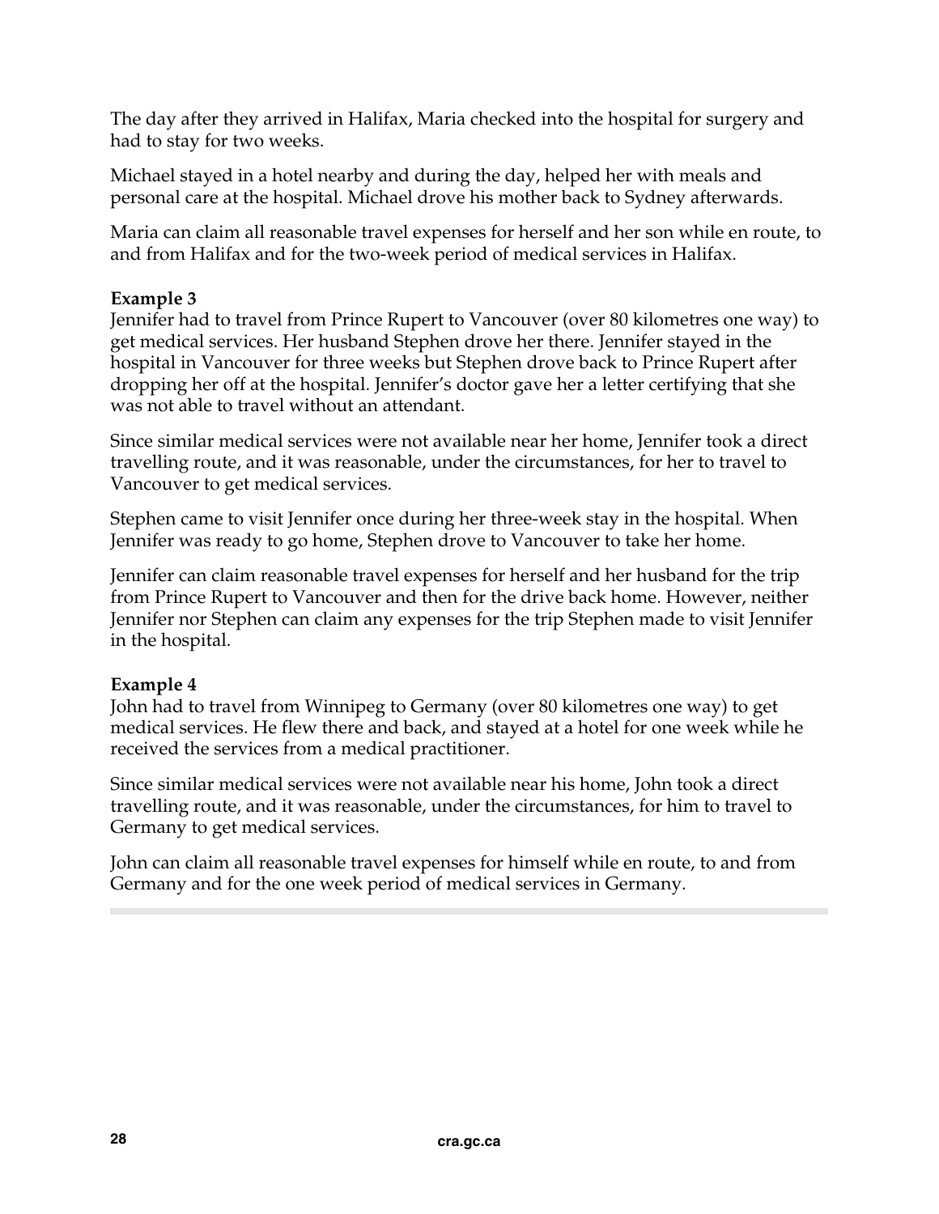The day after they arrived in Halifax, Maria checked into the hospital for surgery and had to stay for two weeks.

Michael stayed in a hotel nearby and during the day, helped her with meals and personal care at the hospital. Michael drove his mother back to Sydney afterwards.

Maria can claim all reasonable travel expenses for herself and her son while en route, to and from Halifax and for the two-week period of medical services in Halifax.

**Example 3**
Jennifer had to travel from Prince Rupert to Vancouver (over 80 kilometres one way) to get medical services. Her husband Stephen drove her there. Jennifer stayed in the hospital in Vancouver for three weeks but Stephen drove back to Prince Rupert after dropping her off at the hospital. Jennifer's doctor gave her a letter certifying that she was not able to travel without an attendant.

Since similar medical services were not available near her home, Jennifer took a direct travelling route, and it was reasonable, under the circumstances, for her to travel to Vancouver to get medical services.

Stephen came to visit Jennifer once during her three-week stay in the hospital. When Jennifer was ready to go home, Stephen drove to Vancouver to take her home.

Jennifer can claim reasonable travel expenses for herself and her husband for the trip from Prince Rupert to Vancouver and then for the drive back home. However, neither Jennifer nor Stephen can claim any expenses for the trip Stephen made to visit Jennifer in the hospital.

**Example 4**
John had to travel from Winnipeg to Germany (over 80 kilometres one way) to get medical services. He flew there and back, and stayed at a hotel for one week while he received the services from a medical practitioner.

Since similar medical services were not available near his home, John took a direct travelling route, and it was reasonable, under the circumstances, for him to travel to Germany to get medical services.

John can claim all reasonable travel expenses for himself while en route, to and from Germany and for the one week period of medical services in Germany.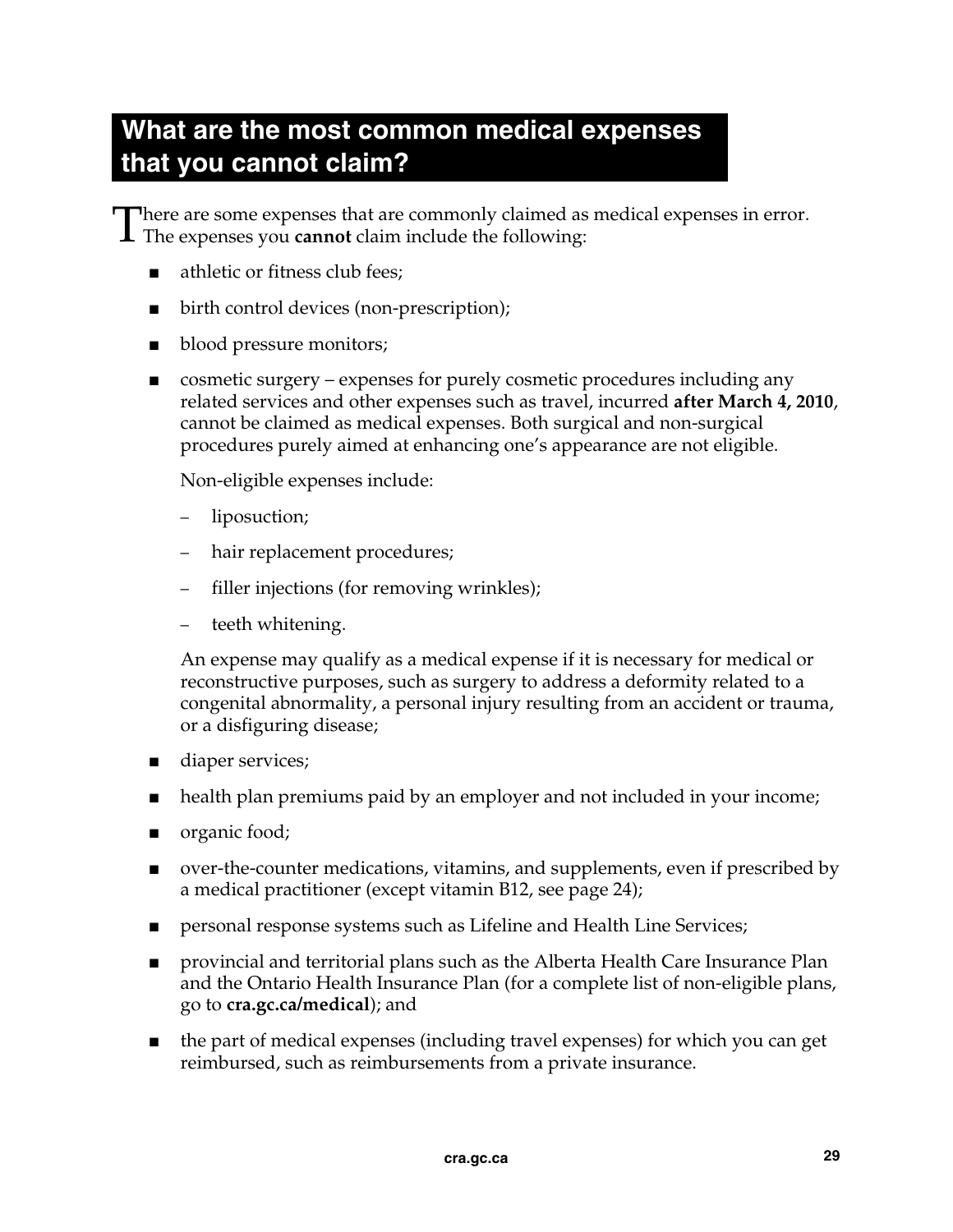## What are the most common medical expenses that you cannot claim?

There are some expenses that are commonly claimed as medical expenses in error. The expenses you **cannot** claim include the following:

- athletic or fitness club fees;
- birth control devices (non-prescription);
- blood pressure monitors;
- cosmetic surgery – expenses for purely cosmetic procedures including any related services and other expenses such as travel, incurred **after March 4, 2010**, cannot be claimed as medical expenses. Both surgical and non-surgical procedures purely aimed at enhancing one's appearance are not eligible.

  Non-eligible expenses include:

  - liposuction;
  - hair replacement procedures;
  - filler injections (for removing wrinkles);
  - teeth whitening.

  An expense may qualify as a medical expense if it is necessary for medical or reconstructive purposes, such as surgery to address a deformity related to a congenital abnormality, a personal injury resulting from an accident or trauma, or a disfiguring disease;

- diaper services;
- health plan premiums paid by an employer and not included in your income;
- organic food;
- over-the-counter medications, vitamins, and supplements, even if prescribed by a medical practitioner (except vitamin B12, see page 24);
- personal response systems such as Lifeline and Health Line Services;
- provincial and territorial plans such as the Alberta Health Care Insurance Plan and the Ontario Health Insurance Plan (for a complete list of non-eligible plans, go to **cra.gc.ca/medical**); and
- the part of medical expenses (including travel expenses) for which you can get reimbursed, such as reimbursements from a private insurance.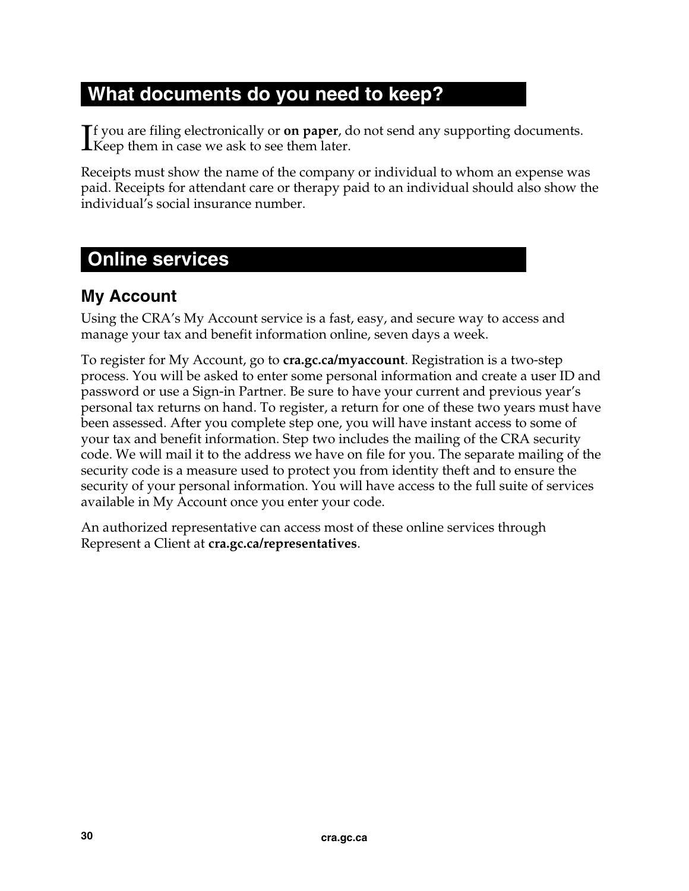## What documents do you need to keep?

If you are filing electronically or **on paper**, do not send any supporting documents. Keep them in case we ask to see them later.

Receipts must show the name of the company or individual to whom an expense was paid. Receipts for attendant care or therapy paid to an individual should also show the individual's social insurance number.

## Online services

### My Account

Using the CRA's My Account service is a fast, easy, and secure way to access and manage your tax and benefit information online, seven days a week.

To register for My Account, go to **cra.gc.ca/myaccount**. Registration is a two-step process. You will be asked to enter some personal information and create a user ID and password or use a Sign-in Partner. Be sure to have your current and previous year's personal tax returns on hand. To register, a return for one of these two years must have been assessed. After you complete step one, you will have instant access to some of your tax and benefit information. Step two includes the mailing of the CRA security code. We will mail it to the address we have on file for you. The separate mailing of the security code is a measure used to protect you from identity theft and to ensure the security of your personal information. You will have access to the full suite of services available in My Account once you enter your code.

An authorized representative can access most of these online services through Represent a Client at **cra.gc.ca/representatives**.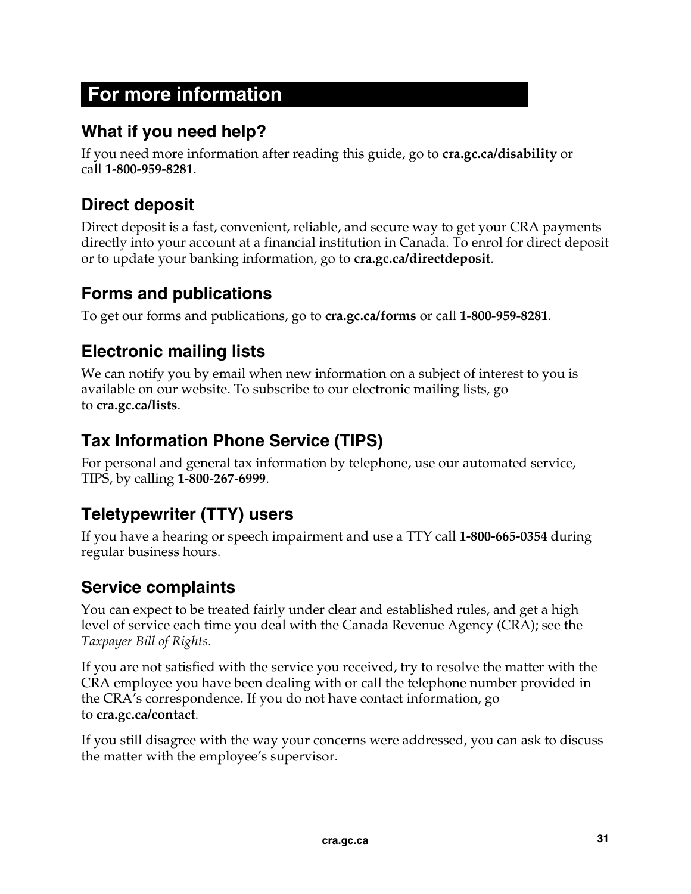# For more information

## What if you need help?

If you need more information after reading this guide, go to **cra.gc.ca/disability** or call **1-800-959-8281**.

## Direct deposit

Direct deposit is a fast, convenient, reliable, and secure way to get your CRA payments directly into your account at a financial institution in Canada. To enrol for direct deposit or to update your banking information, go to **cra.gc.ca/directdeposit**.

## Forms and publications

To get our forms and publications, go to **cra.gc.ca/forms** or call **1-800-959-8281**.

## Electronic mailing lists

We can notify you by email when new information on a subject of interest to you is available on our website. To subscribe to our electronic mailing lists, go to **cra.gc.ca/lists**.

## Tax Information Phone Service (TIPS)

For personal and general tax information by telephone, use our automated service, TIPS, by calling **1-800-267-6999**.

## Teletypewriter (TTY) users

If you have a hearing or speech impairment and use a TTY call **1-800-665-0354** during regular business hours.

## Service complaints

You can expect to be treated fairly under clear and established rules, and get a high level of service each time you deal with the Canada Revenue Agency (CRA); see the *Taxpayer Bill of Rights*.

If you are not satisfied with the service you received, try to resolve the matter with the CRA employee you have been dealing with or call the telephone number provided in the CRA's correspondence. If you do not have contact information, go to **cra.gc.ca/contact**.

If you still disagree with the way your concerns were addressed, you can ask to discuss the matter with the employee's supervisor.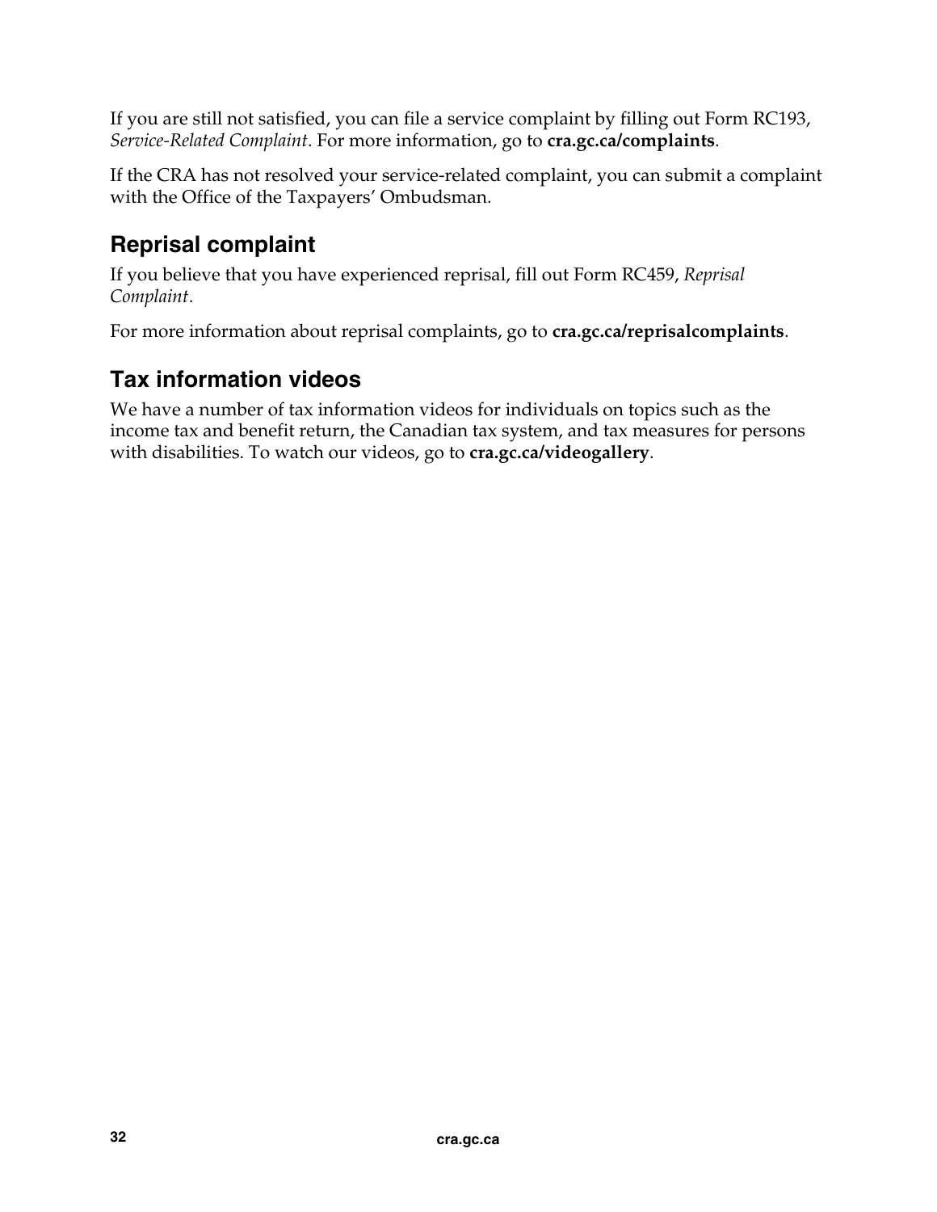If you are still not satisfied, you can file a service complaint by filling out Form RC193, *Service-Related Complaint*. For more information, go to **cra.gc.ca/complaints**.

If the CRA has not resolved your service-related complaint, you can submit a complaint with the Office of the Taxpayers' Ombudsman.

## Reprisal complaint

If you believe that you have experienced reprisal, fill out Form RC459, *Reprisal Complaint*.

For more information about reprisal complaints, go to **cra.gc.ca/reprisalcomplaints**.

## Tax information videos

We have a number of tax information videos for individuals on topics such as the income tax and benefit return, the Canadian tax system, and tax measures for persons with disabilities. To watch our videos, go to **cra.gc.ca/videogallery**.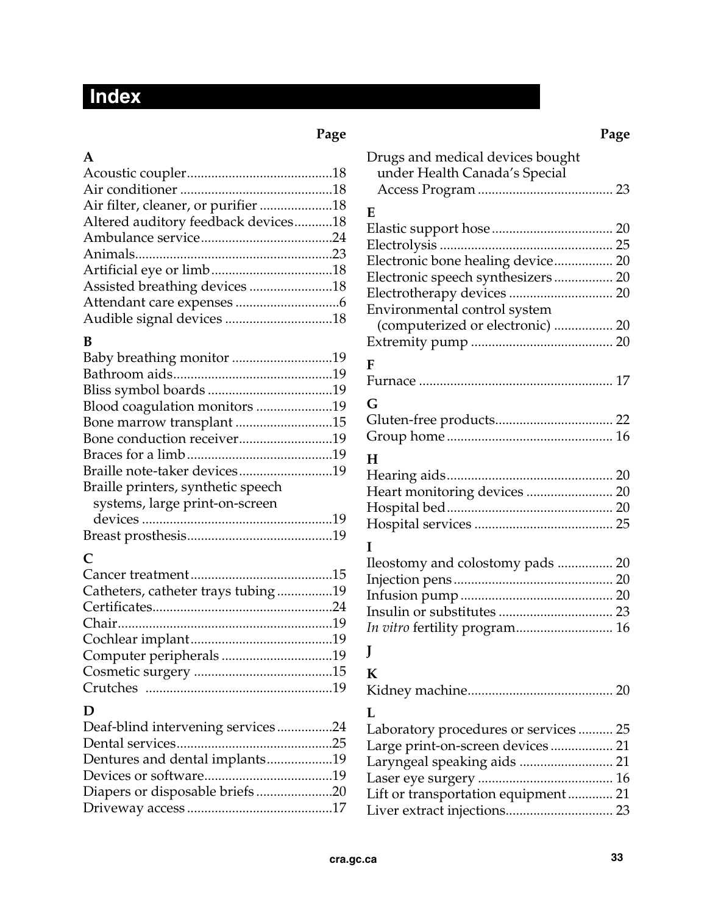# Index

**Page**

**A**

Acoustic coupler .......... 18
Air conditioner .......... 18
Air filter, cleaner, or purifier .......... 18
Altered auditory feedback devices .......... 18
Ambulance service .......... 24
Animals .......... 23
Artificial eye or limb .......... 18
Assisted breathing devices .......... 18
Attendant care expenses .......... 6
Audible signal devices .......... 18

**B**

Baby breathing monitor .......... 19
Bathroom aids .......... 19
Bliss symbol boards .......... 19
Blood coagulation monitors .......... 19
Bone marrow transplant .......... 15
Bone conduction receiver .......... 19
Braces for a limb .......... 19
Braille note-taker devices .......... 19
Braille printers, synthetic speech systems, large print-on-screen devices .......... 19
Breast prosthesis .......... 19

**C**

Cancer treatment .......... 15
Catheters, catheter trays tubing .......... 19
Certificates .......... 24
Chair .......... 19
Cochlear implant .......... 19
Computer peripherals .......... 19
Cosmetic surgery .......... 15
Crutches .......... 19

**D**

Deaf-blind intervening services .......... 24
Dental services .......... 25
Dentures and dental implants .......... 19
Devices or software .......... 19
Diapers or disposable briefs .......... 20
Driveway access .......... 17
Drugs and medical devices bought under Health Canada's Special Access Program .......... 23

**E**

Elastic support hose .......... 20
Electrolysis .......... 25
Electronic bone healing device .......... 20
Electronic speech synthesizers .......... 20
Electrotherapy devices .......... 20
Environmental control system (computerized or electronic) .......... 20
Extremity pump .......... 20

**F**

Furnace .......... 17

**G**

Gluten-free products .......... 22
Group home .......... 16

**H**

Hearing aids .......... 20
Heart monitoring devices .......... 20
Hospital bed .......... 20
Hospital services .......... 25

**I**

Ileostomy and colostomy pads .......... 20
Injection pens .......... 20
Infusion pump .......... 20
Insulin or substitutes .......... 23
*In vitro* fertility program .......... 16

**J**

**K**

Kidney machine .......... 20

**L**

Laboratory procedures or services .......... 25
Large print-on-screen devices .......... 21
Laryngeal speaking aids .......... 21
Laser eye surgery .......... 16
Lift or transportation equipment .......... 21
Liver extract injections .......... 23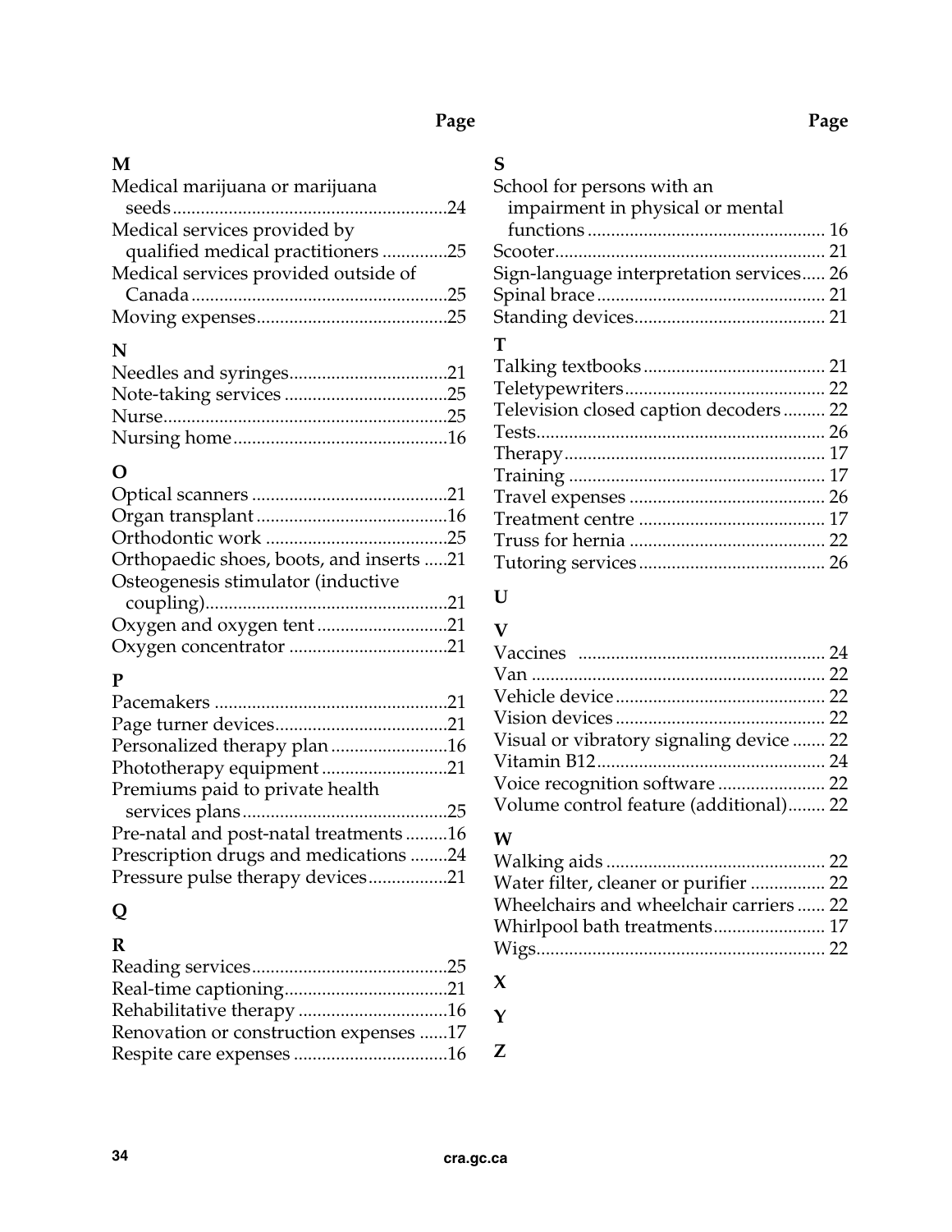**M**

Medical marijuana or marijuana seeds .......... 24
Medical services provided by qualified medical practitioners .......... 25
Medical services provided outside of Canada .......... 25
Moving expenses .......... 25

**N**

Needles and syringes .......... 21
Note-taking services .......... 25
Nurse .......... 25
Nursing home .......... 16

**O**

Optical scanners .......... 21
Organ transplant .......... 16
Orthodontic work .......... 25
Orthopaedic shoes, boots, and inserts .......... 21
Osteogenesis stimulator (inductive coupling) .......... 21
Oxygen and oxygen tent .......... 21
Oxygen concentrator .......... 21

**P**

Pacemakers .......... 21
Page turner devices .......... 21
Personalized therapy plan .......... 16
Phototherapy equipment .......... 21
Premiums paid to private health services plans .......... 25
Pre-natal and post-natal treatments .......... 16
Prescription drugs and medications .......... 24
Pressure pulse therapy devices .......... 21

**Q**

**R**

Reading services .......... 25
Real-time captioning .......... 21
Rehabilitative therapy .......... 16
Renovation or construction expenses .......... 17
Respite care expenses .......... 16

**S**

School for persons with an impairment in physical or mental functions .......... 16
Scooter .......... 21
Sign-language interpretation services .......... 26
Spinal brace .......... 21
Standing devices .......... 21

**T**

Talking textbooks .......... 21
Teletypewriters .......... 22
Television closed caption decoders .......... 22
Tests .......... 26
Therapy .......... 17
Training .......... 17
Travel expenses .......... 26
Treatment centre .......... 17
Truss for hernia .......... 22
Tutoring services .......... 26

**U**

**V**

Vaccines .......... 24
Van .......... 22
Vehicle device .......... 22
Vision devices .......... 22
Visual or vibratory signaling device .......... 22
Vitamin B12 .......... 24
Voice recognition software .......... 22
Volume control feature (additional) .......... 22

**W**

Walking aids .......... 22
Water filter, cleaner or purifier .......... 22
Wheelchairs and wheelchair carriers .......... 22
Whirlpool bath treatments .......... 17
Wigs .......... 22

**X**

**Y**

**Z**